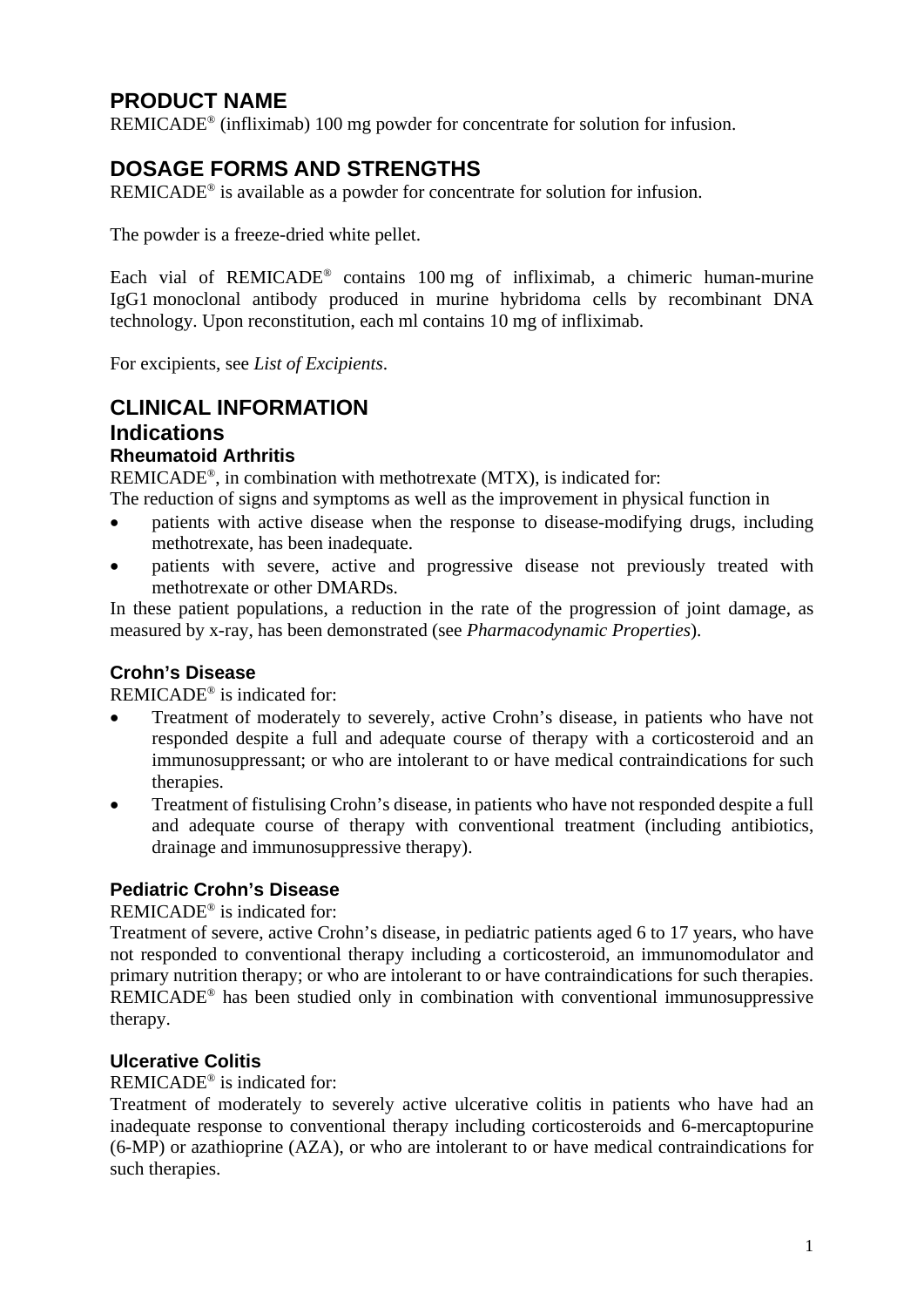# PRODUCT NAME

REMICADE® (infliximab) 100 mg powder for concentrate for solution for infusion.

# DOSAGE FORMS AND STRENGTHS

REMICADE® is available as a powder for concentrate for solution for infusion.

The powder is a freeze-dried white pellet.

Each vial of REMICADE® contains 100 mg of infliximab, a chimeric human-murine IgG1 monoclonal antibody produced in murine hybridoma cells by recombinant DNA technology. Upon reconstitution, each ml contains 10 mg of infliximab.

For excipients, see *List of Excipients*.

# CLINICAL INFORMATION

## Indications

### Rheumatoid Arthritis

REMICADE®, in combination with methotrexate (MTX), is indicated for:

The reduction of signs and symptoms as well as the improvement in physical function in

- patients with active disease when the response to disease-modifying drugs, including methotrexate, has been inadequate.
- patients with severe, active and progressive disease not previously treated with methotrexate or other DMARDs.

In these patient populations, a reduction in the rate of the progression of joint damage, as measured by x-ray, has been demonstrated (see *Pharmacodynamic Properties*).

### Crohn's Disease

REMICADE® is indicated for:

- Treatment of moderately to severely, active Crohn's disease, in patients who have not responded despite a full and adequate course of therapy with a corticosteroid and an immunosuppressant; or who are intolerant to or have medical contraindications for such therapies.
- Treatment of fistulising Crohn's disease, in patients who have not responded despite a full and adequate course of therapy with conventional treatment (including antibiotics, drainage and immunosuppressive therapy).

### Pediatric Crohn's Disease

REMICADE® is indicated for:

Treatment of severe, active Crohn's disease, in pediatric patients aged 6 to 17 years, who have not responded to conventional therapy including a corticosteroid, an immunomodulator and primary nutrition therapy; or who are intolerant to or have contraindications for such therapies. REMICADE® has been studied only in combination with conventional immunosuppressive therapy.

### Ulcerative Colitis

REMICADE® is indicated for:

Treatment of moderately to severely active ulcerative colitis in patients who have had an inadequate response to conventional therapy including corticosteroids and 6-mercaptopurine (6-MP) or azathioprine (AZA), or who are intolerant to or have medical contraindications for such therapies.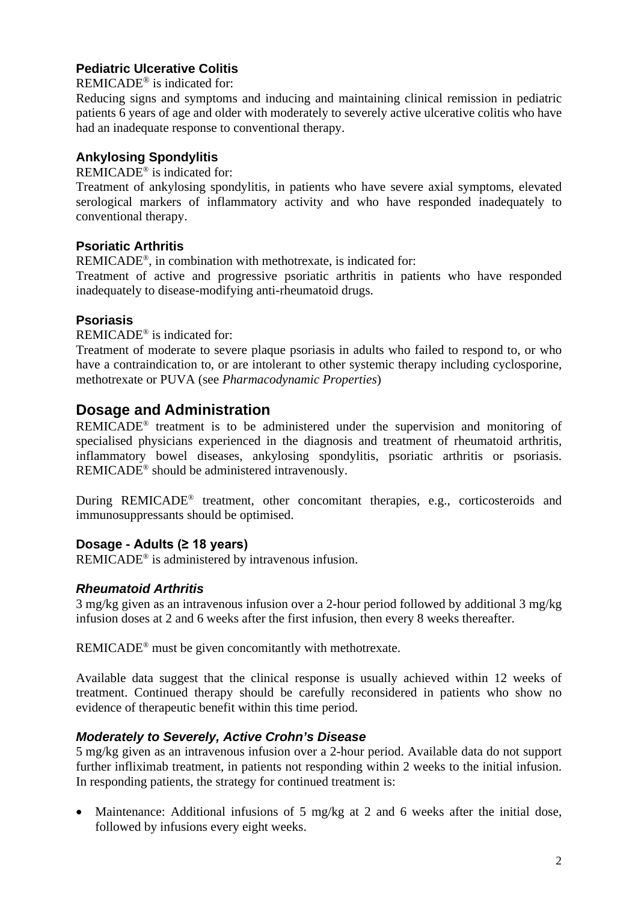### Pediatric Ulcerative Colitis

REMICADE® is indicated for:
Reducing signs and symptoms and inducing and maintaining clinical remission in pediatric patients 6 years of age and older with moderately to severely active ulcerative colitis who have had an inadequate response to conventional therapy.

### Ankylosing Spondylitis

REMICADE® is indicated for:
Treatment of ankylosing spondylitis, in patients who have severe axial symptoms, elevated serological markers of inflammatory activity and who have responded inadequately to conventional therapy.

### Psoriatic Arthritis

REMICADE®, in combination with methotrexate, is indicated for:
Treatment of active and progressive psoriatic arthritis in patients who have responded inadequately to disease-modifying anti-rheumatoid drugs.

### Psoriasis

REMICADE® is indicated for:
Treatment of moderate to severe plaque psoriasis in adults who failed to respond to, or who have a contraindication to, or are intolerant to other systemic therapy including cyclosporine, methotrexate or PUVA (see *Pharmacodynamic Properties*)

## Dosage and Administration

REMICADE® treatment is to be administered under the supervision and monitoring of specialised physicians experienced in the diagnosis and treatment of rheumatoid arthritis, inflammatory bowel diseases, ankylosing spondylitis, psoriatic arthritis or psoriasis. REMICADE® should be administered intravenously.

During REMICADE® treatment, other concomitant therapies, e.g., corticosteroids and immunosuppressants should be optimised.

### Dosage - Adults (≥ 18 years)

REMICADE® is administered by intravenous infusion.

#### *Rheumatoid Arthritis*

3 mg/kg given as an intravenous infusion over a 2-hour period followed by additional 3 mg/kg infusion doses at 2 and 6 weeks after the first infusion, then every 8 weeks thereafter.

REMICADE® must be given concomitantly with methotrexate.

Available data suggest that the clinical response is usually achieved within 12 weeks of treatment. Continued therapy should be carefully reconsidered in patients who show no evidence of therapeutic benefit within this time period.

#### *Moderately to Severely, Active Crohn's Disease*

5 mg/kg given as an intravenous infusion over a 2-hour period. Available data do not support further infliximab treatment, in patients not responding within 2 weeks to the initial infusion. In responding patients, the strategy for continued treatment is:

- Maintenance: Additional infusions of 5 mg/kg at 2 and 6 weeks after the initial dose, followed by infusions every eight weeks.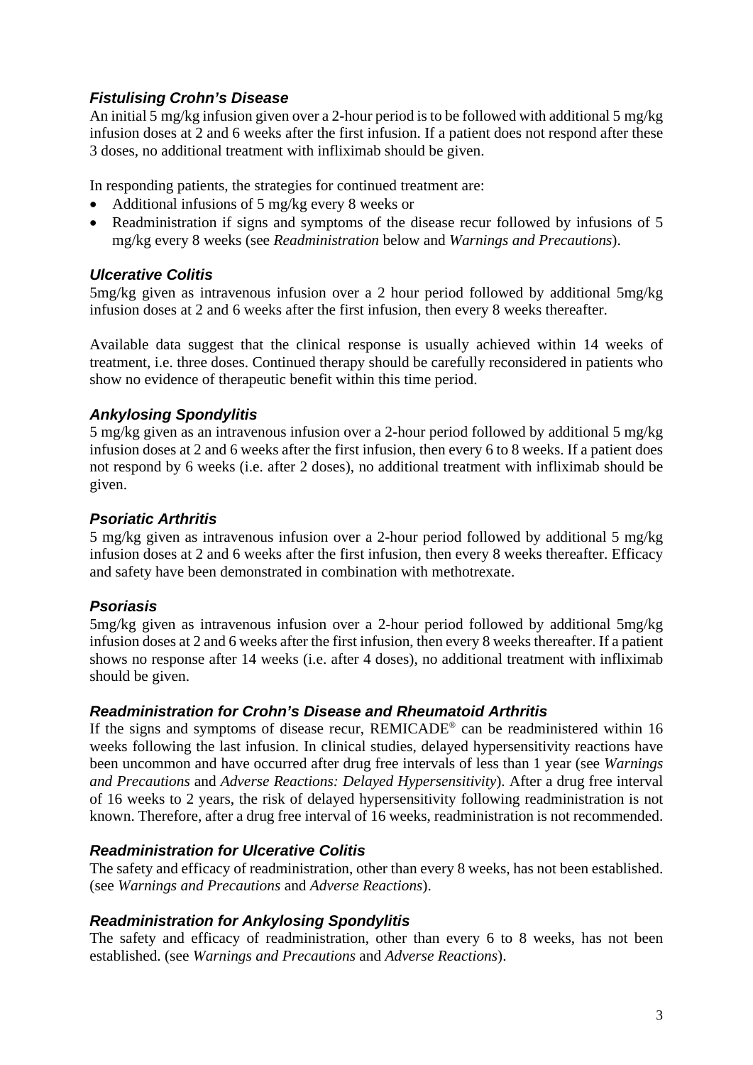### *Fistulising Crohn's Disease*

An initial 5 mg/kg infusion given over a 2-hour period is to be followed with additional 5 mg/kg infusion doses at 2 and 6 weeks after the first infusion. If a patient does not respond after these 3 doses, no additional treatment with infliximab should be given.

In responding patients, the strategies for continued treatment are:

- Additional infusions of 5 mg/kg every 8 weeks or
- Readministration if signs and symptoms of the disease recur followed by infusions of 5 mg/kg every 8 weeks (see *Readministration* below and *Warnings and Precautions*).

### *Ulcerative Colitis*

5mg/kg given as intravenous infusion over a 2 hour period followed by additional 5mg/kg infusion doses at 2 and 6 weeks after the first infusion, then every 8 weeks thereafter.

Available data suggest that the clinical response is usually achieved within 14 weeks of treatment, i.e. three doses. Continued therapy should be carefully reconsidered in patients who show no evidence of therapeutic benefit within this time period.

### *Ankylosing Spondylitis*

5 mg/kg given as an intravenous infusion over a 2-hour period followed by additional 5 mg/kg infusion doses at 2 and 6 weeks after the first infusion, then every 6 to 8 weeks. If a patient does not respond by 6 weeks (i.e. after 2 doses), no additional treatment with infliximab should be given.

### *Psoriatic Arthritis*

5 mg/kg given as intravenous infusion over a 2-hour period followed by additional 5 mg/kg infusion doses at 2 and 6 weeks after the first infusion, then every 8 weeks thereafter. Efficacy and safety have been demonstrated in combination with methotrexate.

### *Psoriasis*

5mg/kg given as intravenous infusion over a 2-hour period followed by additional 5mg/kg infusion doses at 2 and 6 weeks after the first infusion, then every 8 weeks thereafter. If a patient shows no response after 14 weeks (i.e. after 4 doses), no additional treatment with infliximab should be given.

### *Readministration for Crohn's Disease and Rheumatoid Arthritis*

If the signs and symptoms of disease recur, REMICADE® can be readministered within 16 weeks following the last infusion. In clinical studies, delayed hypersensitivity reactions have been uncommon and have occurred after drug free intervals of less than 1 year (see *Warnings and Precautions* and *Adverse Reactions: Delayed Hypersensitivity*). After a drug free interval of 16 weeks to 2 years, the risk of delayed hypersensitivity following readministration is not known. Therefore, after a drug free interval of 16 weeks, readministration is not recommended.

### *Readministration for Ulcerative Colitis*

The safety and efficacy of readministration, other than every 8 weeks, has not been established. (see *Warnings and Precautions* and *Adverse Reactions*).

### *Readministration for Ankylosing Spondylitis*

The safety and efficacy of readministration, other than every 6 to 8 weeks, has not been established. (see *Warnings and Precautions* and *Adverse Reactions*).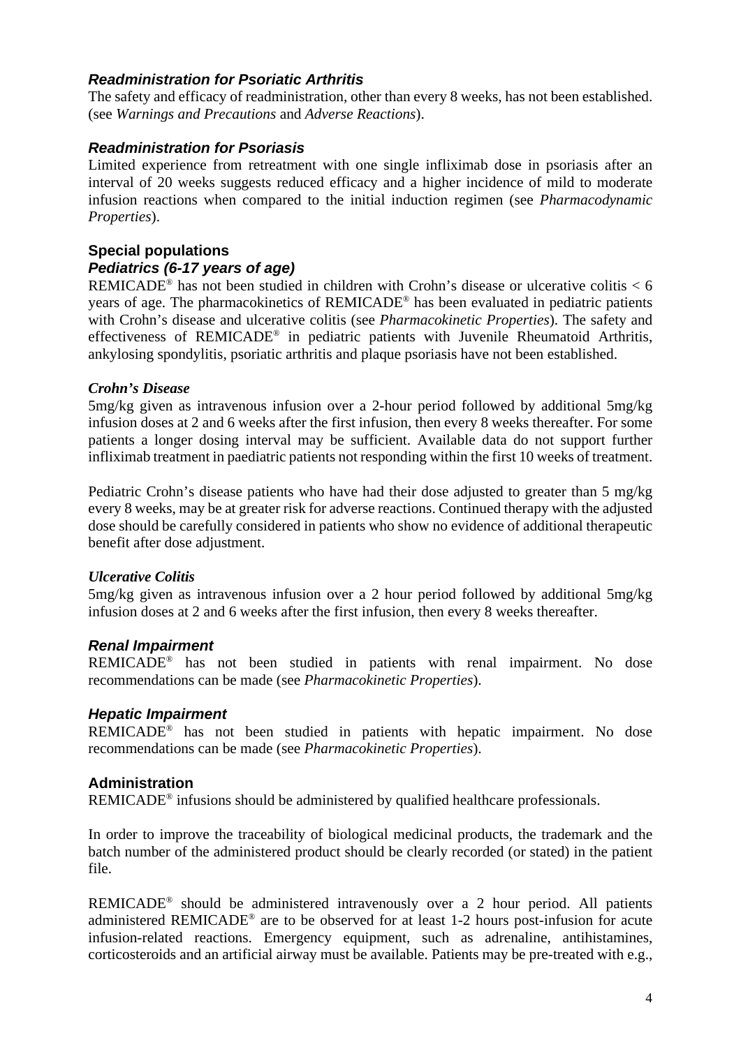### *Readministration for Psoriatic Arthritis*

The safety and efficacy of readministration, other than every 8 weeks, has not been established. (see *Warnings and Precautions* and *Adverse Reactions*).

### *Readministration for Psoriasis*

Limited experience from retreatment with one single infliximab dose in psoriasis after an interval of 20 weeks suggests reduced efficacy and a higher incidence of mild to moderate infusion reactions when compared to the initial induction regimen (see *Pharmacodynamic Properties*).

## Special populations

### *Pediatrics (6-17 years of age)*

REMICADE® has not been studied in children with Crohn's disease or ulcerative colitis < 6 years of age. The pharmacokinetics of REMICADE® has been evaluated in pediatric patients with Crohn's disease and ulcerative colitis (see *Pharmacokinetic Properties*). The safety and effectiveness of REMICADE® in pediatric patients with Juvenile Rheumatoid Arthritis, ankylosing spondylitis, psoriatic arthritis and plaque psoriasis have not been established.

***Crohn's Disease***

5mg/kg given as intravenous infusion over a 2-hour period followed by additional 5mg/kg infusion doses at 2 and 6 weeks after the first infusion, then every 8 weeks thereafter. For some patients a longer dosing interval may be sufficient. Available data do not support further infliximab treatment in paediatric patients not responding within the first 10 weeks of treatment.

Pediatric Crohn's disease patients who have had their dose adjusted to greater than 5 mg/kg every 8 weeks, may be at greater risk for adverse reactions. Continued therapy with the adjusted dose should be carefully considered in patients who show no evidence of additional therapeutic benefit after dose adjustment.

***Ulcerative Colitis***

5mg/kg given as intravenous infusion over a 2 hour period followed by additional 5mg/kg infusion doses at 2 and 6 weeks after the first infusion, then every 8 weeks thereafter.

### *Renal Impairment*

REMICADE® has not been studied in patients with renal impairment. No dose recommendations can be made (see *Pharmacokinetic Properties*).

### *Hepatic Impairment*

REMICADE® has not been studied in patients with hepatic impairment. No dose recommendations can be made (see *Pharmacokinetic Properties*).

## Administration

REMICADE® infusions should be administered by qualified healthcare professionals.

In order to improve the traceability of biological medicinal products, the trademark and the batch number of the administered product should be clearly recorded (or stated) in the patient file.

REMICADE® should be administered intravenously over a 2 hour period. All patients administered REMICADE® are to be observed for at least 1-2 hours post-infusion for acute infusion-related reactions. Emergency equipment, such as adrenaline, antihistamines, corticosteroids and an artificial airway must be available. Patients may be pre-treated with e.g.,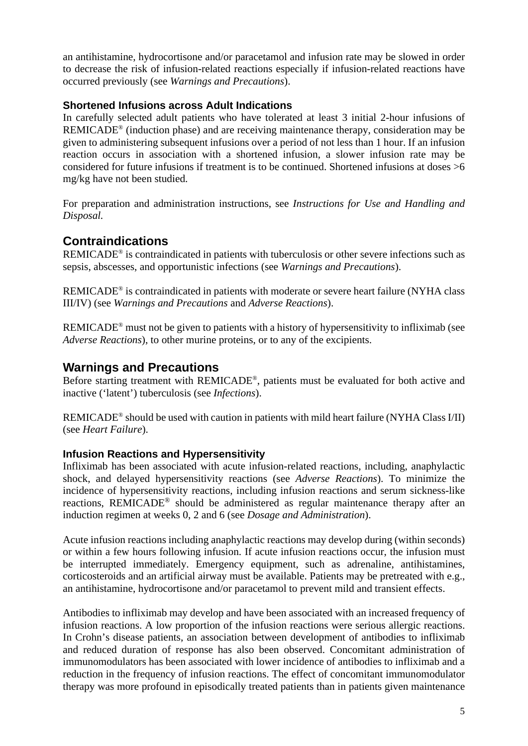an antihistamine, hydrocortisone and/or paracetamol and infusion rate may be slowed in order to decrease the risk of infusion-related reactions especially if infusion-related reactions have occurred previously (see *Warnings and Precautions*).

### Shortened Infusions across Adult Indications

In carefully selected adult patients who have tolerated at least 3 initial 2-hour infusions of REMICADE® (induction phase) and are receiving maintenance therapy, consideration may be given to administering subsequent infusions over a period of not less than 1 hour. If an infusion reaction occurs in association with a shortened infusion, a slower infusion rate may be considered for future infusions if treatment is to be continued. Shortened infusions at doses >6 mg/kg have not been studied.

For preparation and administration instructions, see *Instructions for Use and Handling and Disposal.*

## Contraindications

REMICADE® is contraindicated in patients with tuberculosis or other severe infections such as sepsis, abscesses, and opportunistic infections (see *Warnings and Precautions*).

REMICADE® is contraindicated in patients with moderate or severe heart failure (NYHA class III/IV) (see *Warnings and Precautions* and *Adverse Reactions*).

REMICADE® must not be given to patients with a history of hypersensitivity to infliximab (see *Adverse Reactions*), to other murine proteins, or to any of the excipients.

## Warnings and Precautions

Before starting treatment with REMICADE®, patients must be evaluated for both active and inactive ('latent') tuberculosis (see *Infections*).

REMICADE® should be used with caution in patients with mild heart failure (NYHA Class I/II) (see *Heart Failure*).

### Infusion Reactions and Hypersensitivity

Infliximab has been associated with acute infusion-related reactions, including, anaphylactic shock, and delayed hypersensitivity reactions (see *Adverse Reactions*). To minimize the incidence of hypersensitivity reactions, including infusion reactions and serum sickness-like reactions, REMICADE® should be administered as regular maintenance therapy after an induction regimen at weeks 0, 2 and 6 (see *Dosage and Administration*).

Acute infusion reactions including anaphylactic reactions may develop during (within seconds) or within a few hours following infusion. If acute infusion reactions occur, the infusion must be interrupted immediately. Emergency equipment, such as adrenaline, antihistamines, corticosteroids and an artificial airway must be available. Patients may be pretreated with e.g., an antihistamine, hydrocortisone and/or paracetamol to prevent mild and transient effects.

Antibodies to infliximab may develop and have been associated with an increased frequency of infusion reactions. A low proportion of the infusion reactions were serious allergic reactions. In Crohn's disease patients, an association between development of antibodies to infliximab and reduced duration of response has also been observed. Concomitant administration of immunomodulators has been associated with lower incidence of antibodies to infliximab and a reduction in the frequency of infusion reactions. The effect of concomitant immunomodulator therapy was more profound in episodically treated patients than in patients given maintenance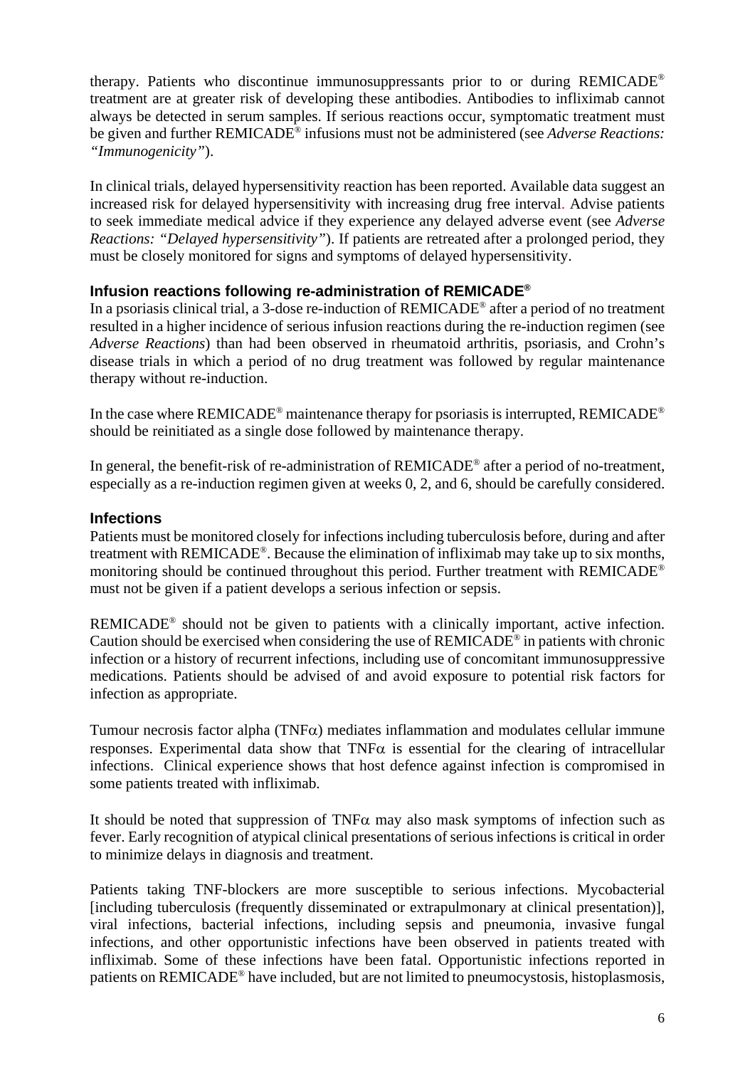therapy. Patients who discontinue immunosuppressants prior to or during REMICADE® treatment are at greater risk of developing these antibodies. Antibodies to infliximab cannot always be detected in serum samples. If serious reactions occur, symptomatic treatment must be given and further REMICADE® infusions must not be administered (see *Adverse Reactions: "Immunogenicity"*).

In clinical trials, delayed hypersensitivity reaction has been reported. Available data suggest an increased risk for delayed hypersensitivity with increasing drug free interval. Advise patients to seek immediate medical advice if they experience any delayed adverse event (see *Adverse Reactions: "Delayed hypersensitivity"*). If patients are retreated after a prolonged period, they must be closely monitored for signs and symptoms of delayed hypersensitivity.

### Infusion reactions following re-administration of REMICADE®

In a psoriasis clinical trial, a 3-dose re-induction of REMICADE® after a period of no treatment resulted in a higher incidence of serious infusion reactions during the re-induction regimen (see *Adverse Reactions*) than had been observed in rheumatoid arthritis, psoriasis, and Crohn's disease trials in which a period of no drug treatment was followed by regular maintenance therapy without re-induction.

In the case where REMICADE® maintenance therapy for psoriasis is interrupted, REMICADE® should be reinitiated as a single dose followed by maintenance therapy.

In general, the benefit-risk of re-administration of REMICADE® after a period of no-treatment, especially as a re-induction regimen given at weeks 0, 2, and 6, should be carefully considered.

### Infections

Patients must be monitored closely for infections including tuberculosis before, during and after treatment with REMICADE®. Because the elimination of infliximab may take up to six months, monitoring should be continued throughout this period. Further treatment with REMICADE® must not be given if a patient develops a serious infection or sepsis.

REMICADE® should not be given to patients with a clinically important, active infection. Caution should be exercised when considering the use of REMICADE® in patients with chronic infection or a history of recurrent infections, including use of concomitant immunosuppressive medications. Patients should be advised of and avoid exposure to potential risk factors for infection as appropriate.

Tumour necrosis factor alpha (TNF$\alpha$) mediates inflammation and modulates cellular immune responses. Experimental data show that TNF$\alpha$ is essential for the clearing of intracellular infections. Clinical experience shows that host defence against infection is compromised in some patients treated with infliximab.

It should be noted that suppression of TNF$\alpha$ may also mask symptoms of infection such as fever. Early recognition of atypical clinical presentations of serious infections is critical in order to minimize delays in diagnosis and treatment.

Patients taking TNF-blockers are more susceptible to serious infections. Mycobacterial [including tuberculosis (frequently disseminated or extrapulmonary at clinical presentation)], viral infections, bacterial infections, including sepsis and pneumonia, invasive fungal infections, and other opportunistic infections have been observed in patients treated with infliximab. Some of these infections have been fatal. Opportunistic infections reported in patients on REMICADE® have included, but are not limited to pneumocystosis, histoplasmosis,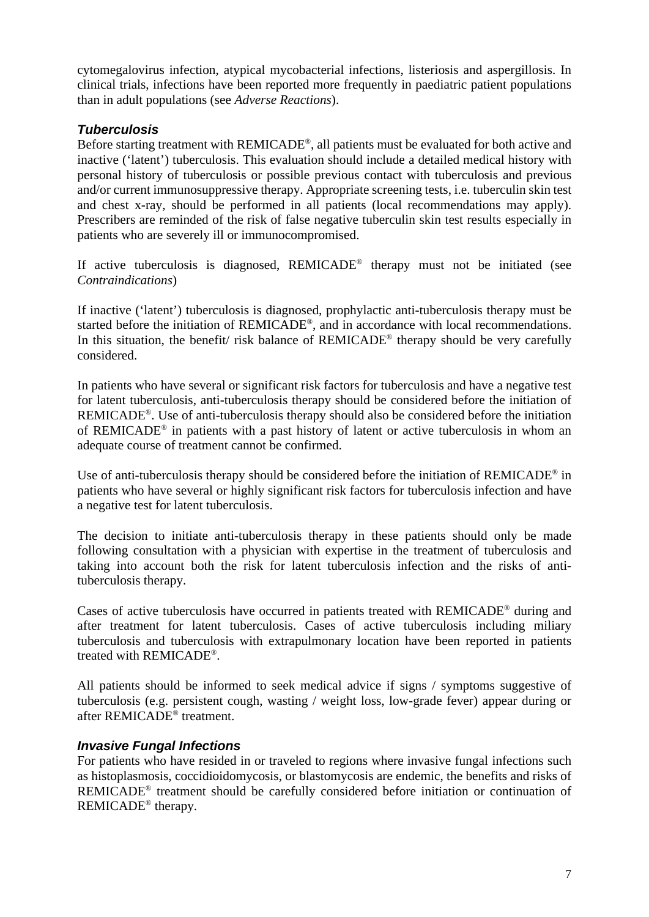cytomegalovirus infection, atypical mycobacterial infections, listeriosis and aspergillosis. In clinical trials, infections have been reported more frequently in paediatric patient populations than in adult populations (see *Adverse Reactions*).

### *Tuberculosis*

Before starting treatment with REMICADE®, all patients must be evaluated for both active and inactive ('latent') tuberculosis. This evaluation should include a detailed medical history with personal history of tuberculosis or possible previous contact with tuberculosis and previous and/or current immunosuppressive therapy. Appropriate screening tests, i.e. tuberculin skin test and chest x-ray, should be performed in all patients (local recommendations may apply). Prescribers are reminded of the risk of false negative tuberculin skin test results especially in patients who are severely ill or immunocompromised.

If active tuberculosis is diagnosed, REMICADE® therapy must not be initiated (see *Contraindications*)

If inactive ('latent') tuberculosis is diagnosed, prophylactic anti-tuberculosis therapy must be started before the initiation of REMICADE®, and in accordance with local recommendations. In this situation, the benefit/ risk balance of REMICADE® therapy should be very carefully considered.

In patients who have several or significant risk factors for tuberculosis and have a negative test for latent tuberculosis, anti-tuberculosis therapy should be considered before the initiation of REMICADE®. Use of anti-tuberculosis therapy should also be considered before the initiation of REMICADE® in patients with a past history of latent or active tuberculosis in whom an adequate course of treatment cannot be confirmed.

Use of anti-tuberculosis therapy should be considered before the initiation of REMICADE® in patients who have several or highly significant risk factors for tuberculosis infection and have a negative test for latent tuberculosis.

The decision to initiate anti-tuberculosis therapy in these patients should only be made following consultation with a physician with expertise in the treatment of tuberculosis and taking into account both the risk for latent tuberculosis infection and the risks of anti-tuberculosis therapy.

Cases of active tuberculosis have occurred in patients treated with REMICADE® during and after treatment for latent tuberculosis. Cases of active tuberculosis including miliary tuberculosis and tuberculosis with extrapulmonary location have been reported in patients treated with REMICADE®.

All patients should be informed to seek medical advice if signs / symptoms suggestive of tuberculosis (e.g. persistent cough, wasting / weight loss, low-grade fever) appear during or after REMICADE® treatment.

### *Invasive Fungal Infections*

For patients who have resided in or traveled to regions where invasive fungal infections such as histoplasmosis, coccidioidomycosis, or blastomycosis are endemic, the benefits and risks of REMICADE® treatment should be carefully considered before initiation or continuation of REMICADE® therapy.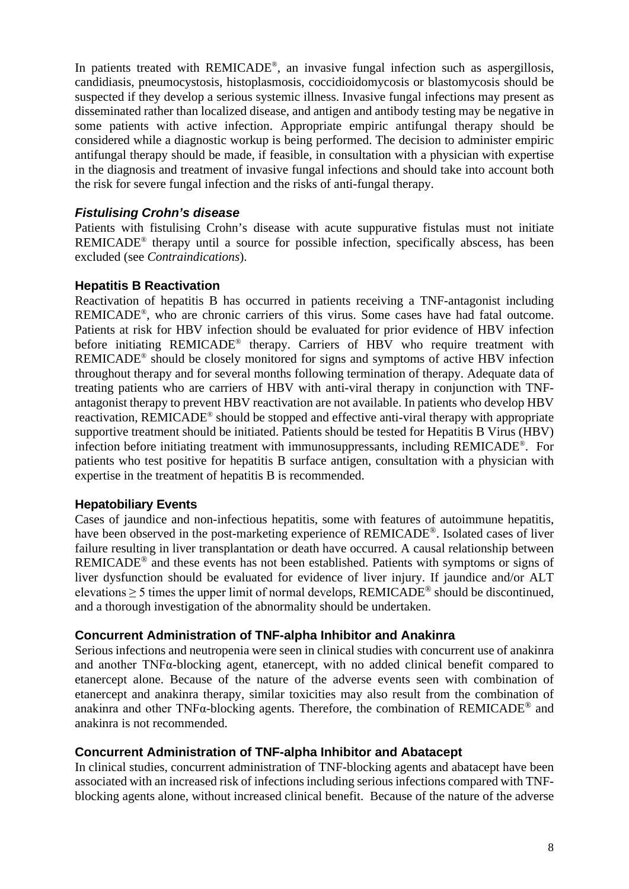In patients treated with REMICADE®, an invasive fungal infection such as aspergillosis, candidiasis, pneumocystosis, histoplasmosis, coccidioidomycosis or blastomycosis should be suspected if they develop a serious systemic illness. Invasive fungal infections may present as disseminated rather than localized disease, and antigen and antibody testing may be negative in some patients with active infection. Appropriate empiric antifungal therapy should be considered while a diagnostic workup is being performed. The decision to administer empiric antifungal therapy should be made, if feasible, in consultation with a physician with expertise in the diagnosis and treatment of invasive fungal infections and should take into account both the risk for severe fungal infection and the risks of anti-fungal therapy.

### *Fistulising Crohn's disease*

Patients with fistulising Crohn's disease with acute suppurative fistulas must not initiate REMICADE® therapy until a source for possible infection, specifically abscess, has been excluded (see *Contraindications*).

### Hepatitis B Reactivation

Reactivation of hepatitis B has occurred in patients receiving a TNF-antagonist including REMICADE®, who are chronic carriers of this virus. Some cases have had fatal outcome. Patients at risk for HBV infection should be evaluated for prior evidence of HBV infection before initiating REMICADE® therapy. Carriers of HBV who require treatment with REMICADE® should be closely monitored for signs and symptoms of active HBV infection throughout therapy and for several months following termination of therapy. Adequate data of treating patients who are carriers of HBV with anti-viral therapy in conjunction with TNF-antagonist therapy to prevent HBV reactivation are not available. In patients who develop HBV reactivation, REMICADE® should be stopped and effective anti-viral therapy with appropriate supportive treatment should be initiated. Patients should be tested for Hepatitis B Virus (HBV) infection before initiating treatment with immunosuppressants, including REMICADE®. For patients who test positive for hepatitis B surface antigen, consultation with a physician with expertise in the treatment of hepatitis B is recommended.

### Hepatobiliary Events

Cases of jaundice and non-infectious hepatitis, some with features of autoimmune hepatitis, have been observed in the post-marketing experience of REMICADE®. Isolated cases of liver failure resulting in liver transplantation or death have occurred. A causal relationship between REMICADE® and these events has not been established. Patients with symptoms or signs of liver dysfunction should be evaluated for evidence of liver injury. If jaundice and/or ALT elevations $\geq 5$ times the upper limit of normal develops, REMICADE® should be discontinued, and a thorough investigation of the abnormality should be undertaken.

### Concurrent Administration of TNF-alpha Inhibitor and Anakinra

Serious infections and neutropenia were seen in clinical studies with concurrent use of anakinra and another TNFα-blocking agent, etanercept, with no added clinical benefit compared to etanercept alone. Because of the nature of the adverse events seen with combination of etanercept and anakinra therapy, similar toxicities may also result from the combination of anakinra and other TNFα-blocking agents. Therefore, the combination of REMICADE® and anakinra is not recommended.

### Concurrent Administration of TNF-alpha Inhibitor and Abatacept

In clinical studies, concurrent administration of TNF-blocking agents and abatacept have been associated with an increased risk of infections including serious infections compared with TNF-blocking agents alone, without increased clinical benefit. Because of the nature of the adverse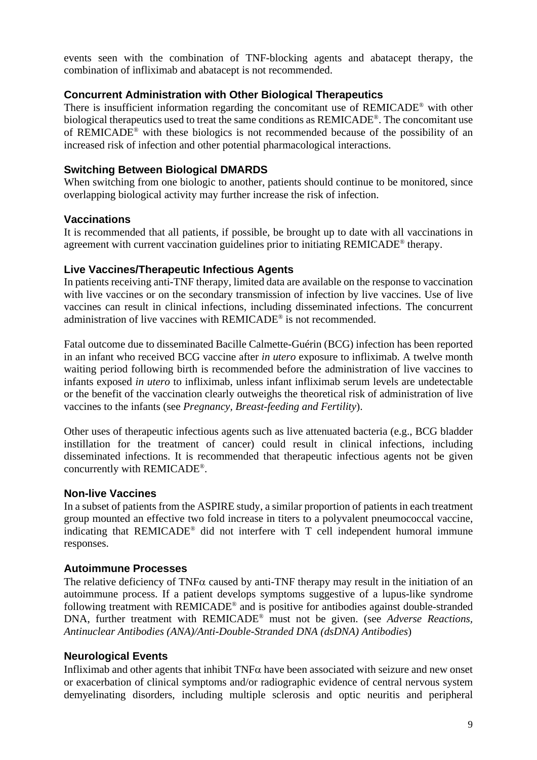events seen with the combination of TNF-blocking agents and abatacept therapy, the combination of infliximab and abatacept is not recommended.

### Concurrent Administration with Other Biological Therapeutics

There is insufficient information regarding the concomitant use of REMICADE® with other biological therapeutics used to treat the same conditions as REMICADE®. The concomitant use of REMICADE® with these biologics is not recommended because of the possibility of an increased risk of infection and other potential pharmacological interactions.

### Switching Between Biological DMARDS

When switching from one biologic to another, patients should continue to be monitored, since overlapping biological activity may further increase the risk of infection.

### Vaccinations

It is recommended that all patients, if possible, be brought up to date with all vaccinations in agreement with current vaccination guidelines prior to initiating REMICADE® therapy.

### Live Vaccines/Therapeutic Infectious Agents

In patients receiving anti-TNF therapy, limited data are available on the response to vaccination with live vaccines or on the secondary transmission of infection by live vaccines. Use of live vaccines can result in clinical infections, including disseminated infections. The concurrent administration of live vaccines with REMICADE® is not recommended.

Fatal outcome due to disseminated Bacille Calmette-Guérin (BCG) infection has been reported in an infant who received BCG vaccine after *in utero* exposure to infliximab. A twelve month waiting period following birth is recommended before the administration of live vaccines to infants exposed *in utero* to infliximab, unless infant infliximab serum levels are undetectable or the benefit of the vaccination clearly outweighs the theoretical risk of administration of live vaccines to the infants (see *Pregnancy, Breast-feeding and Fertility*).

Other uses of therapeutic infectious agents such as live attenuated bacteria (e.g., BCG bladder instillation for the treatment of cancer) could result in clinical infections, including disseminated infections. It is recommended that therapeutic infectious agents not be given concurrently with REMICADE®.

### Non-live Vaccines

In a subset of patients from the ASPIRE study, a similar proportion of patients in each treatment group mounted an effective two fold increase in titers to a polyvalent pneumococcal vaccine, indicating that REMICADE® did not interfere with T cell independent humoral immune responses.

### Autoimmune Processes

The relative deficiency of TNF$\alpha$ caused by anti-TNF therapy may result in the initiation of an autoimmune process. If a patient develops symptoms suggestive of a lupus-like syndrome following treatment with REMICADE® and is positive for antibodies against double-stranded DNA, further treatment with REMICADE® must not be given. (see *Adverse Reactions, Antinuclear Antibodies (ANA)/Anti-Double-Stranded DNA (dsDNA) Antibodies*)

### Neurological Events

Infliximab and other agents that inhibit TNF$\alpha$ have been associated with seizure and new onset or exacerbation of clinical symptoms and/or radiographic evidence of central nervous system demyelinating disorders, including multiple sclerosis and optic neuritis and peripheral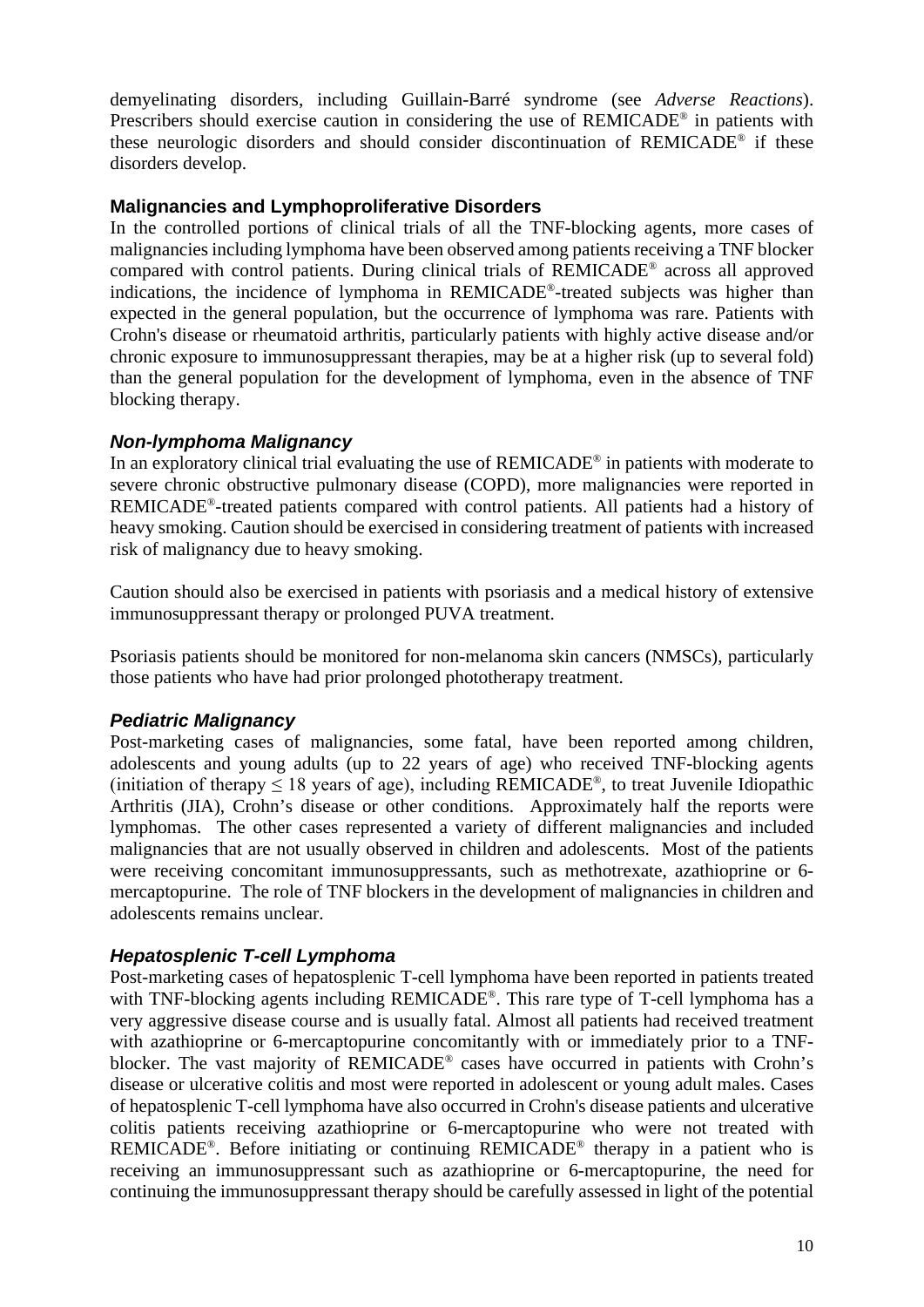demyelinating disorders, including Guillain-Barré syndrome (see *Adverse Reactions*). Prescribers should exercise caution in considering the use of REMICADE® in patients with these neurologic disorders and should consider discontinuation of REMICADE® if these disorders develop.

### Malignancies and Lymphoproliferative Disorders

In the controlled portions of clinical trials of all the TNF-blocking agents, more cases of malignancies including lymphoma have been observed among patients receiving a TNF blocker compared with control patients. During clinical trials of REMICADE® across all approved indications, the incidence of lymphoma in REMICADE®-treated subjects was higher than expected in the general population, but the occurrence of lymphoma was rare. Patients with Crohn's disease or rheumatoid arthritis, particularly patients with highly active disease and/or chronic exposure to immunosuppressant therapies, may be at a higher risk (up to several fold) than the general population for the development of lymphoma, even in the absence of TNF blocking therapy.

#### *Non-lymphoma Malignancy*

In an exploratory clinical trial evaluating the use of REMICADE® in patients with moderate to severe chronic obstructive pulmonary disease (COPD), more malignancies were reported in REMICADE®-treated patients compared with control patients. All patients had a history of heavy smoking. Caution should be exercised in considering treatment of patients with increased risk of malignancy due to heavy smoking.

Caution should also be exercised in patients with psoriasis and a medical history of extensive immunosuppressant therapy or prolonged PUVA treatment.

Psoriasis patients should be monitored for non-melanoma skin cancers (NMSCs), particularly those patients who have had prior prolonged phototherapy treatment.

#### *Pediatric Malignancy*

Post-marketing cases of malignancies, some fatal, have been reported among children, adolescents and young adults (up to 22 years of age) who received TNF-blocking agents (initiation of therapy $\leq$ 18 years of age), including REMICADE®, to treat Juvenile Idiopathic Arthritis (JIA), Crohn's disease or other conditions. Approximately half the reports were lymphomas. The other cases represented a variety of different malignancies and included malignancies that are not usually observed in children and adolescents. Most of the patients were receiving concomitant immunosuppressants, such as methotrexate, azathioprine or 6-mercaptopurine. The role of TNF blockers in the development of malignancies in children and adolescents remains unclear.

#### *Hepatosplenic T-cell Lymphoma*

Post-marketing cases of hepatosplenic T-cell lymphoma have been reported in patients treated with TNF-blocking agents including REMICADE®. This rare type of T-cell lymphoma has a very aggressive disease course and is usually fatal. Almost all patients had received treatment with azathioprine or 6-mercaptopurine concomitantly with or immediately prior to a TNF-blocker. The vast majority of REMICADE® cases have occurred in patients with Crohn's disease or ulcerative colitis and most were reported in adolescent or young adult males. Cases of hepatosplenic T-cell lymphoma have also occurred in Crohn's disease patients and ulcerative colitis patients receiving azathioprine or 6-mercaptopurine who were not treated with REMICADE®. Before initiating or continuing REMICADE® therapy in a patient who is receiving an immunosuppressant such as azathioprine or 6-mercaptopurine, the need for continuing the immunosuppressant therapy should be carefully assessed in light of the potential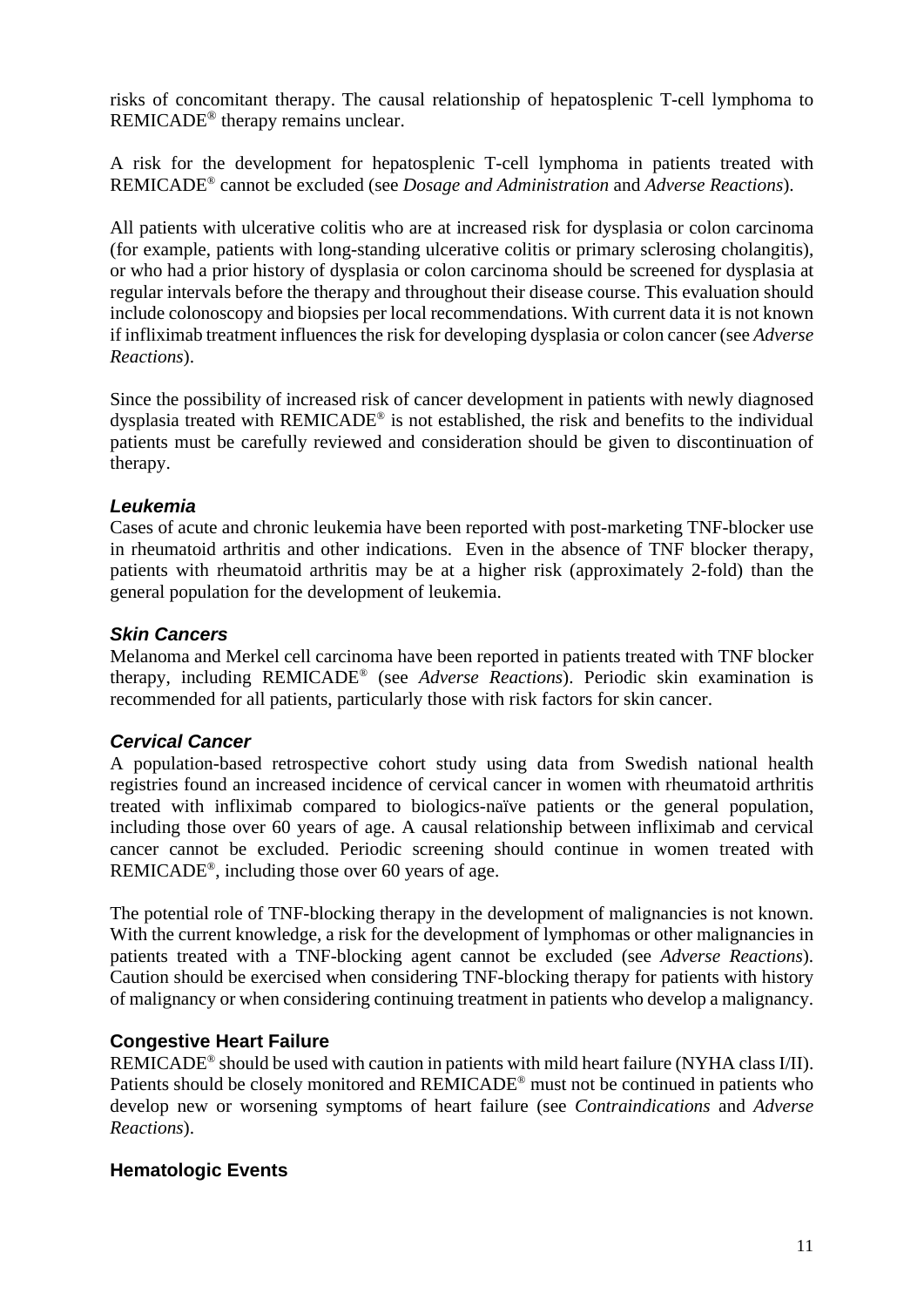risks of concomitant therapy. The causal relationship of hepatosplenic T-cell lymphoma to REMICADE® therapy remains unclear.

A risk for the development for hepatosplenic T-cell lymphoma in patients treated with REMICADE® cannot be excluded (see *Dosage and Administration* and *Adverse Reactions*).

All patients with ulcerative colitis who are at increased risk for dysplasia or colon carcinoma (for example, patients with long-standing ulcerative colitis or primary sclerosing cholangitis), or who had a prior history of dysplasia or colon carcinoma should be screened for dysplasia at regular intervals before the therapy and throughout their disease course. This evaluation should include colonoscopy and biopsies per local recommendations. With current data it is not known if infliximab treatment influences the risk for developing dysplasia or colon cancer (see *Adverse Reactions*).

Since the possibility of increased risk of cancer development in patients with newly diagnosed dysplasia treated with REMICADE® is not established, the risk and benefits to the individual patients must be carefully reviewed and consideration should be given to discontinuation of therapy.

#### *Leukemia*

Cases of acute and chronic leukemia have been reported with post-marketing TNF-blocker use in rheumatoid arthritis and other indications. Even in the absence of TNF blocker therapy, patients with rheumatoid arthritis may be at a higher risk (approximately 2-fold) than the general population for the development of leukemia.

#### *Skin Cancers*

Melanoma and Merkel cell carcinoma have been reported in patients treated with TNF blocker therapy, including REMICADE® (see *Adverse Reactions*). Periodic skin examination is recommended for all patients, particularly those with risk factors for skin cancer.

#### *Cervical Cancer*

A population-based retrospective cohort study using data from Swedish national health registries found an increased incidence of cervical cancer in women with rheumatoid arthritis treated with infliximab compared to biologics-naïve patients or the general population, including those over 60 years of age. A causal relationship between infliximab and cervical cancer cannot be excluded. Periodic screening should continue in women treated with REMICADE®, including those over 60 years of age.

The potential role of TNF-blocking therapy in the development of malignancies is not known. With the current knowledge, a risk for the development of lymphomas or other malignancies in patients treated with a TNF-blocking agent cannot be excluded (see *Adverse Reactions*). Caution should be exercised when considering TNF-blocking therapy for patients with history of malignancy or when considering continuing treatment in patients who develop a malignancy.

### Congestive Heart Failure

REMICADE® should be used with caution in patients with mild heart failure (NYHA class I/II). Patients should be closely monitored and REMICADE® must not be continued in patients who develop new or worsening symptoms of heart failure (see *Contraindications* and *Adverse Reactions*).

### Hematologic Events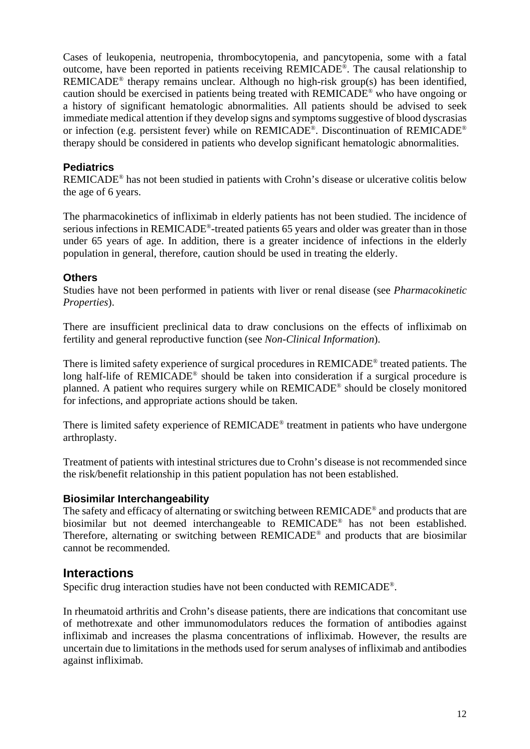Cases of leukopenia, neutropenia, thrombocytopenia, and pancytopenia, some with a fatal outcome, have been reported in patients receiving REMICADE®. The causal relationship to REMICADE® therapy remains unclear. Although no high-risk group(s) has been identified, caution should be exercised in patients being treated with REMICADE® who have ongoing or a history of significant hematologic abnormalities. All patients should be advised to seek immediate medical attention if they develop signs and symptoms suggestive of blood dyscrasias or infection (e.g. persistent fever) while on REMICADE®. Discontinuation of REMICADE® therapy should be considered in patients who develop significant hematologic abnormalities.

### Pediatrics

REMICADE® has not been studied in patients with Crohn's disease or ulcerative colitis below the age of 6 years.

The pharmacokinetics of infliximab in elderly patients has not been studied. The incidence of serious infections in REMICADE®-treated patients 65 years and older was greater than in those under 65 years of age. In addition, there is a greater incidence of infections in the elderly population in general, therefore, caution should be used in treating the elderly.

### Others

Studies have not been performed in patients with liver or renal disease (see *Pharmacokinetic Properties*).

There are insufficient preclinical data to draw conclusions on the effects of infliximab on fertility and general reproductive function (see *Non-Clinical Information*).

There is limited safety experience of surgical procedures in REMICADE® treated patients. The long half-life of REMICADE® should be taken into consideration if a surgical procedure is planned. A patient who requires surgery while on REMICADE® should be closely monitored for infections, and appropriate actions should be taken.

There is limited safety experience of REMICADE® treatment in patients who have undergone arthroplasty.

Treatment of patients with intestinal strictures due to Crohn's disease is not recommended since the risk/benefit relationship in this patient population has not been established.

### Biosimilar Interchangeability

The safety and efficacy of alternating or switching between REMICADE® and products that are biosimilar but not deemed interchangeable to REMICADE® has not been established. Therefore, alternating or switching between REMICADE® and products that are biosimilar cannot be recommended.

## Interactions

Specific drug interaction studies have not been conducted with REMICADE®.

In rheumatoid arthritis and Crohn's disease patients, there are indications that concomitant use of methotrexate and other immunomodulators reduces the formation of antibodies against infliximab and increases the plasma concentrations of infliximab. However, the results are uncertain due to limitations in the methods used for serum analyses of infliximab and antibodies against infliximab.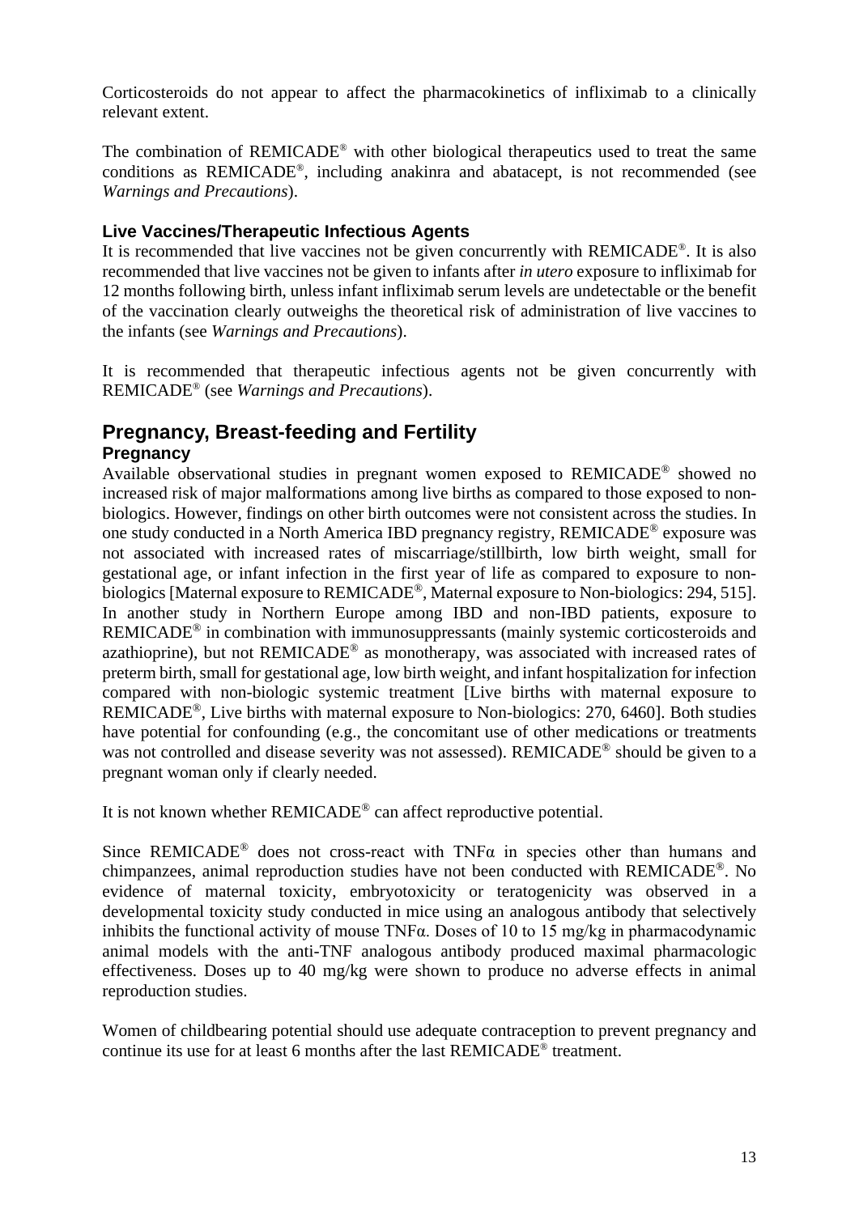Corticosteroids do not appear to affect the pharmacokinetics of infliximab to a clinically relevant extent.

The combination of REMICADE® with other biological therapeutics used to treat the same conditions as REMICADE®, including anakinra and abatacept, is not recommended (see *Warnings and Precautions*).

### Live Vaccines/Therapeutic Infectious Agents

It is recommended that live vaccines not be given concurrently with REMICADE®. It is also recommended that live vaccines not be given to infants after *in utero* exposure to infliximab for 12 months following birth, unless infant infliximab serum levels are undetectable or the benefit of the vaccination clearly outweighs the theoretical risk of administration of live vaccines to the infants (see *Warnings and Precautions*).

It is recommended that therapeutic infectious agents not be given concurrently with REMICADE® (see *Warnings and Precautions*).

## Pregnancy, Breast-feeding and Fertility

### Pregnancy

Available observational studies in pregnant women exposed to REMICADE® showed no increased risk of major malformations among live births as compared to those exposed to non-biologics. However, findings on other birth outcomes were not consistent across the studies. In one study conducted in a North America IBD pregnancy registry, REMICADE® exposure was not associated with increased rates of miscarriage/stillbirth, low birth weight, small for gestational age, or infant infection in the first year of life as compared to exposure to non-biologics [Maternal exposure to REMICADE®, Maternal exposure to Non-biologics: 294, 515]. In another study in Northern Europe among IBD and non-IBD patients, exposure to REMICADE® in combination with immunosuppressants (mainly systemic corticosteroids and azathioprine), but not REMICADE® as monotherapy, was associated with increased rates of preterm birth, small for gestational age, low birth weight, and infant hospitalization for infection compared with non-biologic systemic treatment [Live births with maternal exposure to REMICADE®, Live births with maternal exposure to Non-biologics: 270, 6460]. Both studies have potential for confounding (e.g., the concomitant use of other medications or treatments was not controlled and disease severity was not assessed). REMICADE® should be given to a pregnant woman only if clearly needed.

It is not known whether REMICADE® can affect reproductive potential.

Since REMICADE® does not cross-react with TNFα in species other than humans and chimpanzees, animal reproduction studies have not been conducted with REMICADE®. No evidence of maternal toxicity, embryotoxicity or teratogenicity was observed in a developmental toxicity study conducted in mice using an analogous antibody that selectively inhibits the functional activity of mouse TNFα. Doses of 10 to 15 mg/kg in pharmacodynamic animal models with the anti-TNF analogous antibody produced maximal pharmacologic effectiveness. Doses up to 40 mg/kg were shown to produce no adverse effects in animal reproduction studies.

Women of childbearing potential should use adequate contraception to prevent pregnancy and continue its use for at least 6 months after the last REMICADE® treatment.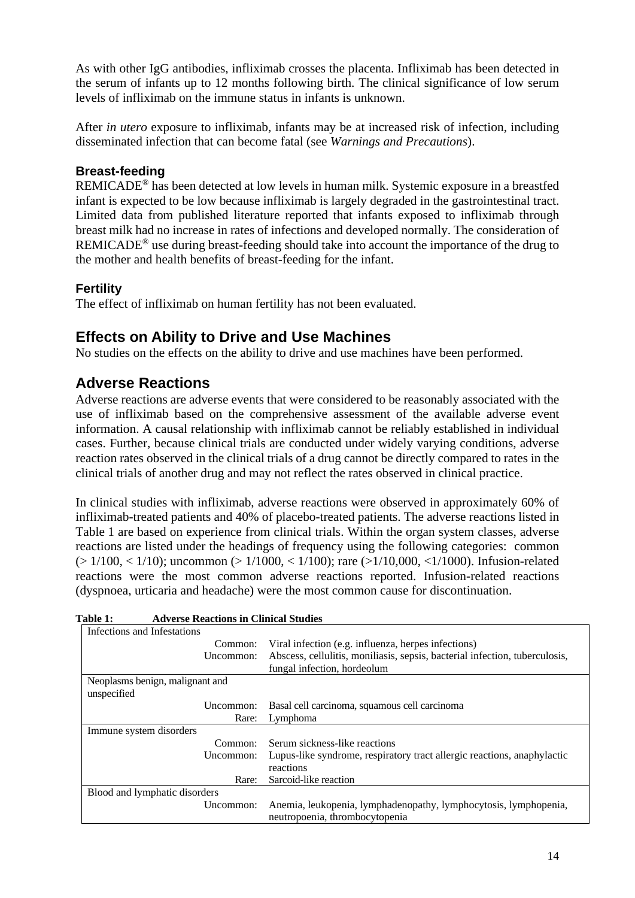As with other IgG antibodies, infliximab crosses the placenta. Infliximab has been detected in the serum of infants up to 12 months following birth. The clinical significance of low serum levels of infliximab on the immune status in infants is unknown.

After *in utero* exposure to infliximab, infants may be at increased risk of infection, including disseminated infection that can become fatal (see *Warnings and Precautions*).

### Breast-feeding

REMICADE® has been detected at low levels in human milk. Systemic exposure in a breastfed infant is expected to be low because infliximab is largely degraded in the gastrointestinal tract. Limited data from published literature reported that infants exposed to infliximab through breast milk had no increase in rates of infections and developed normally. The consideration of REMICADE® use during breast-feeding should take into account the importance of the drug to the mother and health benefits of breast-feeding for the infant.

### Fertility

The effect of infliximab on human fertility has not been evaluated.

## Effects on Ability to Drive and Use Machines

No studies on the effects on the ability to drive and use machines have been performed.

## Adverse Reactions

Adverse reactions are adverse events that were considered to be reasonably associated with the use of infliximab based on the comprehensive assessment of the available adverse event information. A causal relationship with infliximab cannot be reliably established in individual cases. Further, because clinical trials are conducted under widely varying conditions, adverse reaction rates observed in the clinical trials of a drug cannot be directly compared to rates in the clinical trials of another drug and may not reflect the rates observed in clinical practice.

In clinical studies with infliximab, adverse reactions were observed in approximately 60% of infliximab-treated patients and 40% of placebo-treated patients. The adverse reactions listed in Table 1 are based on experience from clinical trials. Within the organ system classes, adverse reactions are listed under the headings of frequency using the following categories: common (> 1/100, < 1/10); uncommon (> 1/1000, < 1/100); rare (>1/10,000, <1/1000). Infusion-related reactions were the most common adverse reactions reported. Infusion-related reactions (dyspnoea, urticaria and headache) were the most common cause for discontinuation.

**Table 1: Adverse Reactions in Clinical Studies**

| | |
|---|---|
| Infections and Infestations | |
| Common: | Viral infection (e.g. influenza, herpes infections) |
| Uncommon: | Abscess, cellulitis, moniliasis, sepsis, bacterial infection, tuberculosis, fungal infection, hordeolum |
| Neoplasms benign, malignant and unspecified | |
| Uncommon: | Basal cell carcinoma, squamous cell carcinoma |
| Rare: | Lymphoma |
| Immune system disorders | |
| Common: | Serum sickness-like reactions |
| Uncommon: | Lupus-like syndrome, respiratory tract allergic reactions, anaphylactic reactions |
| Rare: | Sarcoid-like reaction |
| Blood and lymphatic disorders | |
| Uncommon: | Anemia, leukopenia, lymphadenopathy, lymphocytosis, lymphopenia, neutropoenia, thrombocytopenia |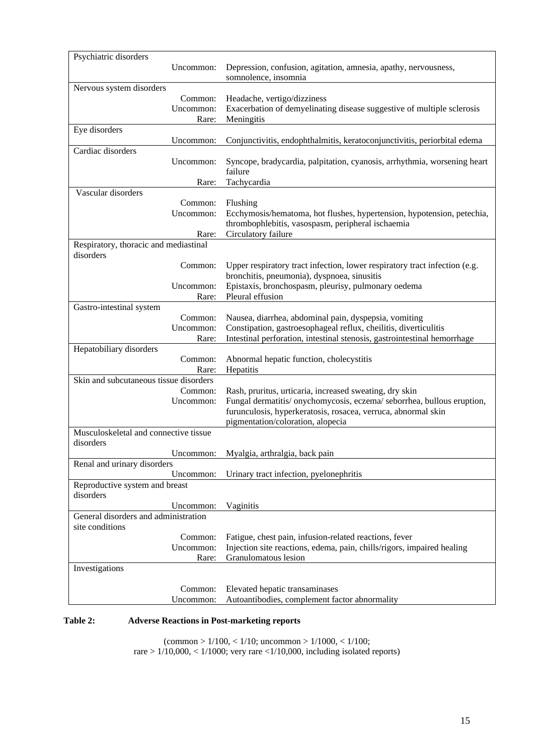| | | |
|---|---|---|
| Psychiatric disorders | | |
| | Uncommon: | Depression, confusion, agitation, amnesia, apathy, nervousness, somnolence, insomnia |
| Nervous system disorders | | |
| | Common: | Headache, vertigo/dizziness |
| | Uncommon: | Exacerbation of demyelinating disease suggestive of multiple sclerosis |
| | Rare: | Meningitis |
| Eye disorders | | |
| | Uncommon: | Conjunctivitis, endophthalmitis, keratoconjunctivitis, periorbital edema |
| Cardiac disorders | | |
| | Uncommon: | Syncope, bradycardia, palpitation, cyanosis, arrhythmia, worsening heart failure |
| | Rare: | Tachycardia |
| Vascular disorders | | |
| | Common: | Flushing |
| | Uncommon: | Ecchymosis/hematoma, hot flushes, hypertension, hypotension, petechia, thrombophlebitis, vasospasm, peripheral ischaemia |
| | Rare: | Circulatory failure |
| Respiratory, thoracic and mediastinal disorders | | |
| | Common: | Upper respiratory tract infection, lower respiratory tract infection (e.g. bronchitis, pneumonia), dyspnoea, sinusitis |
| | Uncommon: | Epistaxis, bronchospasm, pleurisy, pulmonary oedema |
| | Rare: | Pleural effusion |
| Gastro-intestinal system | | |
| | Common: | Nausea, diarrhea, abdominal pain, dyspepsia, vomiting |
| | Uncommon: | Constipation, gastroesophageal reflux, cheilitis, diverticulitis |
| | Rare: | Intestinal perforation, intestinal stenosis, gastrointestinal hemorrhage |
| Hepatobiliary disorders | | |
| | Common: | Abnormal hepatic function, cholecystitis |
| | Rare: | Hepatitis |
| Skin and subcutaneous tissue disorders | | |
| | Common: | Rash, pruritus, urticaria, increased sweating, dry skin |
| | Uncommon: | Fungal dermatitis/ onychomycosis, eczema/ seborrhea, bullous eruption, furunculosis, hyperkeratosis, rosacea, verruca, abnormal skin pigmentation/coloration, alopecia |
| Musculoskeletal and connective tissue disorders | | |
| | Uncommon: | Myalgia, arthralgia, back pain |
| Renal and urinary disorders | | |
| | Uncommon: | Urinary tract infection, pyelonephritis |
| Reproductive system and breast disorders | | |
| | Uncommon: | Vaginitis |
| General disorders and administration site conditions | | |
| | Common: | Fatigue, chest pain, infusion-related reactions, fever |
| | Uncommon: | Injection site reactions, edema, pain, chills/rigors, impaired healing |
| | Rare: | Granulomatous lesion |
| Investigations | | |
| | Common: | Elevated hepatic transaminases |
| | Uncommon: | Autoantibodies, complement factor abnormality |

**Table 2: Adverse Reactions in Post-marketing reports**

(common > 1/100, < 1/10; uncommon > 1/1000, < 1/100;
rare > 1/10,000, < 1/1000; very rare <1/10,000, including isolated reports)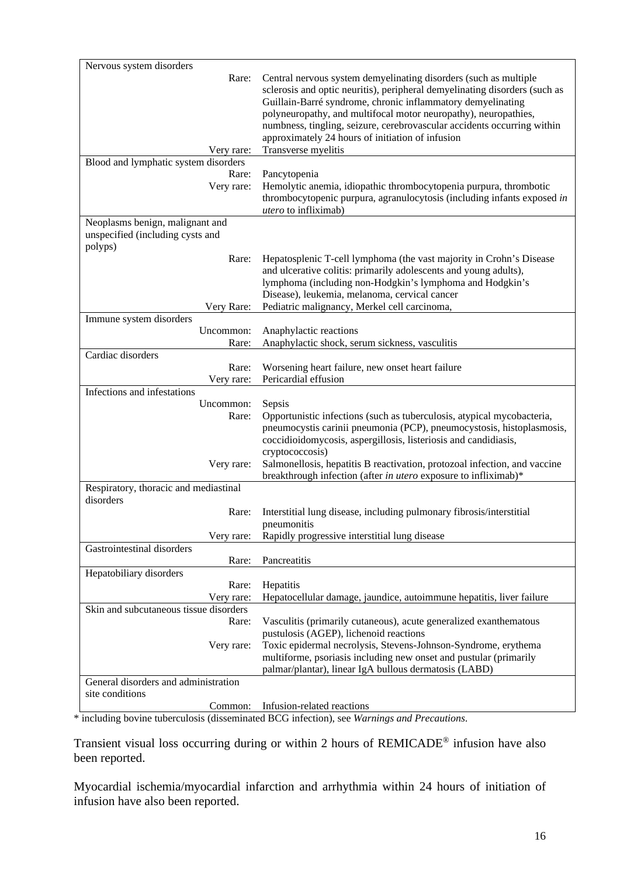| | | |
|---|---|---|
| Nervous system disorders | | |
| | Rare: | Central nervous system demyelinating disorders (such as multiple sclerosis and optic neuritis), peripheral demyelinating disorders (such as Guillain-Barré syndrome, chronic inflammatory demyelinating polyneuropathy, and multifocal motor neuropathy), neuropathies, numbness, tingling, seizure, cerebrovascular accidents occurring within approximately 24 hours of initiation of infusion |
| | Very rare: | Transverse myelitis |
| Blood and lymphatic system disorders | | |
| | Rare: | Pancytopenia |
| | Very rare: | Hemolytic anemia, idiopathic thrombocytopenia purpura, thrombotic thrombocytopenic purpura, agranulocytosis (including infants exposed *in utero* to infliximab) |
| Neoplasms benign, malignant and unspecified (including cysts and polyps) | | |
| | Rare: | Hepatosplenic T-cell lymphoma (the vast majority in Crohn's Disease and ulcerative colitis: primarily adolescents and young adults), lymphoma (including non-Hodgkin's lymphoma and Hodgkin's Disease), leukemia, melanoma, cervical cancer |
| | Very Rare: | Pediatric malignancy, Merkel cell carcinoma, |
| Immune system disorders | | |
| | Uncommon: | Anaphylactic reactions |
| | Rare: | Anaphylactic shock, serum sickness, vasculitis |
| Cardiac disorders | | |
| | Rare: | Worsening heart failure, new onset heart failure |
| | Very rare: | Pericardial effusion |
| Infections and infestations | | |
| | Uncommon: | Sepsis |
| | Rare: | Opportunistic infections (such as tuberculosis, atypical mycobacteria, pneumocystis carinii pneumonia (PCP), pneumocystosis, histoplasmosis, coccidioidomycosis, aspergillosis, listeriosis and candidiasis, cryptococcosis) |
| | Very rare: | Salmonellosis, hepatitis B reactivation, protozoal infection, and vaccine breakthrough infection (after *in utero* exposure to infliximab)* |
| Respiratory, thoracic and mediastinal disorders | | |
| | Rare: | Interstitial lung disease, including pulmonary fibrosis/interstitial pneumonitis |
| | Very rare: | Rapidly progressive interstitial lung disease |
| Gastrointestinal disorders | | |
| | Rare: | Pancreatitis |
| Hepatobiliary disorders | | |
| | Rare: | Hepatitis |
| | Very rare: | Hepatocellular damage, jaundice, autoimmune hepatitis, liver failure |
| Skin and subcutaneous tissue disorders | | |
| | Rare: | Vasculitis (primarily cutaneous), acute generalized exanthematous pustulosis (AGEP), lichenoid reactions |
| | Very rare: | Toxic epidermal necrolysis, Stevens-Johnson-Syndrome, erythema multiforme, psoriasis including new onset and pustular (primarily palmar/plantar), linear IgA bullous dermatosis (LABD) |
| General disorders and administration site conditions | | |
| | Common: | Infusion-related reactions |

\* including bovine tuberculosis (disseminated BCG infection), see *Warnings and Precautions*.

Transient visual loss occurring during or within 2 hours of REMICADE® infusion have also been reported.

Myocardial ischemia/myocardial infarction and arrhythmia within 24 hours of initiation of infusion have also been reported.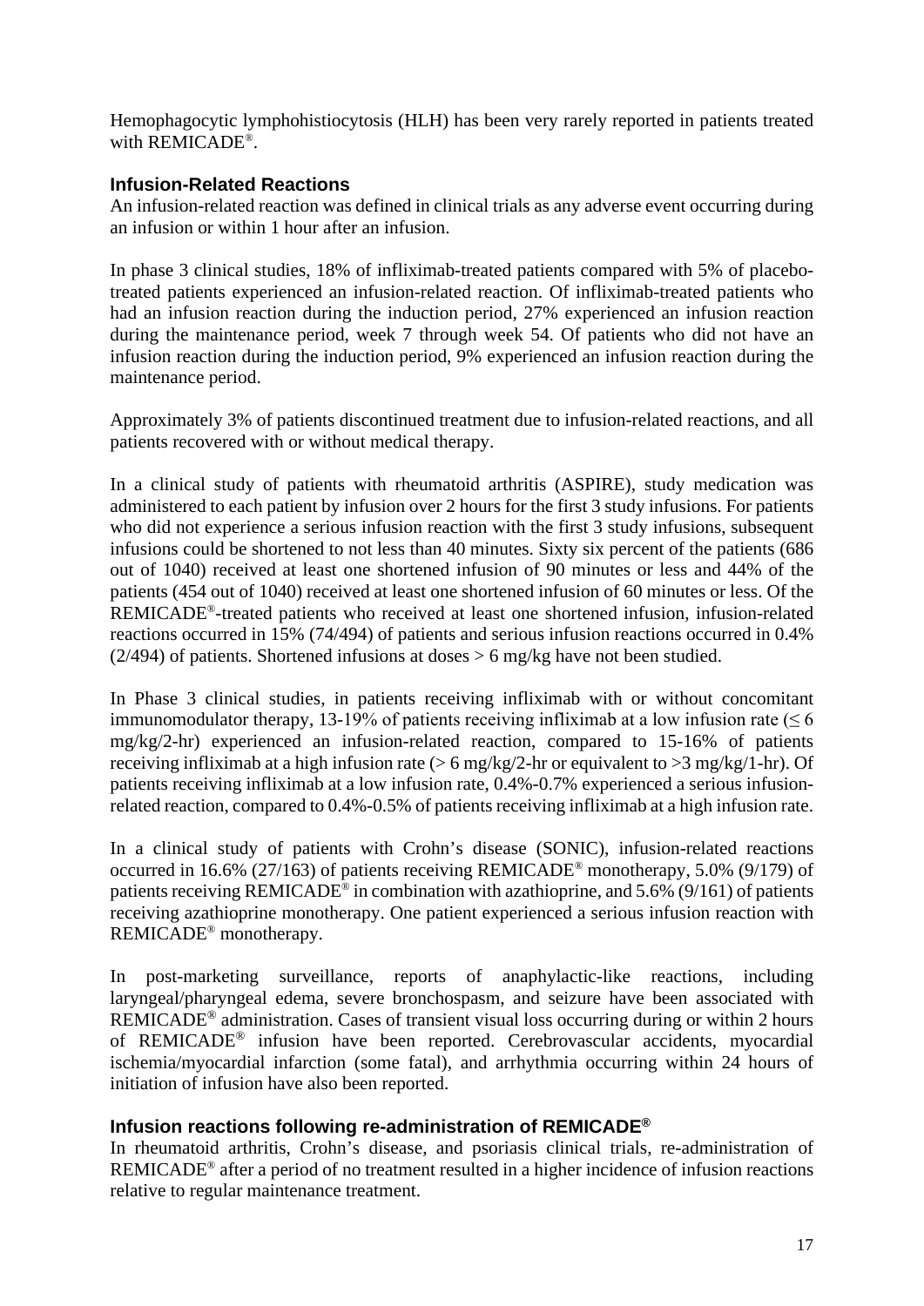Hemophagocytic lymphohistiocytosis (HLH) has been very rarely reported in patients treated with REMICADE®.

### Infusion-Related Reactions

An infusion-related reaction was defined in clinical trials as any adverse event occurring during an infusion or within 1 hour after an infusion.

In phase 3 clinical studies, 18% of infliximab-treated patients compared with 5% of placebo-treated patients experienced an infusion-related reaction. Of infliximab-treated patients who had an infusion reaction during the induction period, 27% experienced an infusion reaction during the maintenance period, week 7 through week 54. Of patients who did not have an infusion reaction during the induction period, 9% experienced an infusion reaction during the maintenance period.

Approximately 3% of patients discontinued treatment due to infusion-related reactions, and all patients recovered with or without medical therapy.

In a clinical study of patients with rheumatoid arthritis (ASPIRE), study medication was administered to each patient by infusion over 2 hours for the first 3 study infusions. For patients who did not experience a serious infusion reaction with the first 3 study infusions, subsequent infusions could be shortened to not less than 40 minutes. Sixty six percent of the patients (686 out of 1040) received at least one shortened infusion of 90 minutes or less and 44% of the patients (454 out of 1040) received at least one shortened infusion of 60 minutes or less. Of the REMICADE®-treated patients who received at least one shortened infusion, infusion-related reactions occurred in 15% (74/494) of patients and serious infusion reactions occurred in 0.4% (2/494) of patients. Shortened infusions at doses > 6 mg/kg have not been studied.

In Phase 3 clinical studies, in patients receiving infliximab with or without concomitant immunomodulator therapy, 13-19% of patients receiving infliximab at a low infusion rate (≤ 6 mg/kg/2-hr) experienced an infusion-related reaction, compared to 15-16% of patients receiving infliximab at a high infusion rate (> 6 mg/kg/2-hr or equivalent to >3 mg/kg/1-hr). Of patients receiving infliximab at a low infusion rate, 0.4%-0.7% experienced a serious infusion-related reaction, compared to 0.4%-0.5% of patients receiving infliximab at a high infusion rate.

In a clinical study of patients with Crohn's disease (SONIC), infusion-related reactions occurred in 16.6% (27/163) of patients receiving REMICADE® monotherapy, 5.0% (9/179) of patients receiving REMICADE® in combination with azathioprine, and 5.6% (9/161) of patients receiving azathioprine monotherapy. One patient experienced a serious infusion reaction with REMICADE® monotherapy.

In post-marketing surveillance, reports of anaphylactic-like reactions, including laryngeal/pharyngeal edema, severe bronchospasm, and seizure have been associated with REMICADE® administration. Cases of transient visual loss occurring during or within 2 hours of REMICADE® infusion have been reported. Cerebrovascular accidents, myocardial ischemia/myocardial infarction (some fatal), and arrhythmia occurring within 24 hours of initiation of infusion have also been reported.

### Infusion reactions following re-administration of REMICADE®

In rheumatoid arthritis, Crohn's disease, and psoriasis clinical trials, re-administration of REMICADE® after a period of no treatment resulted in a higher incidence of infusion reactions relative to regular maintenance treatment.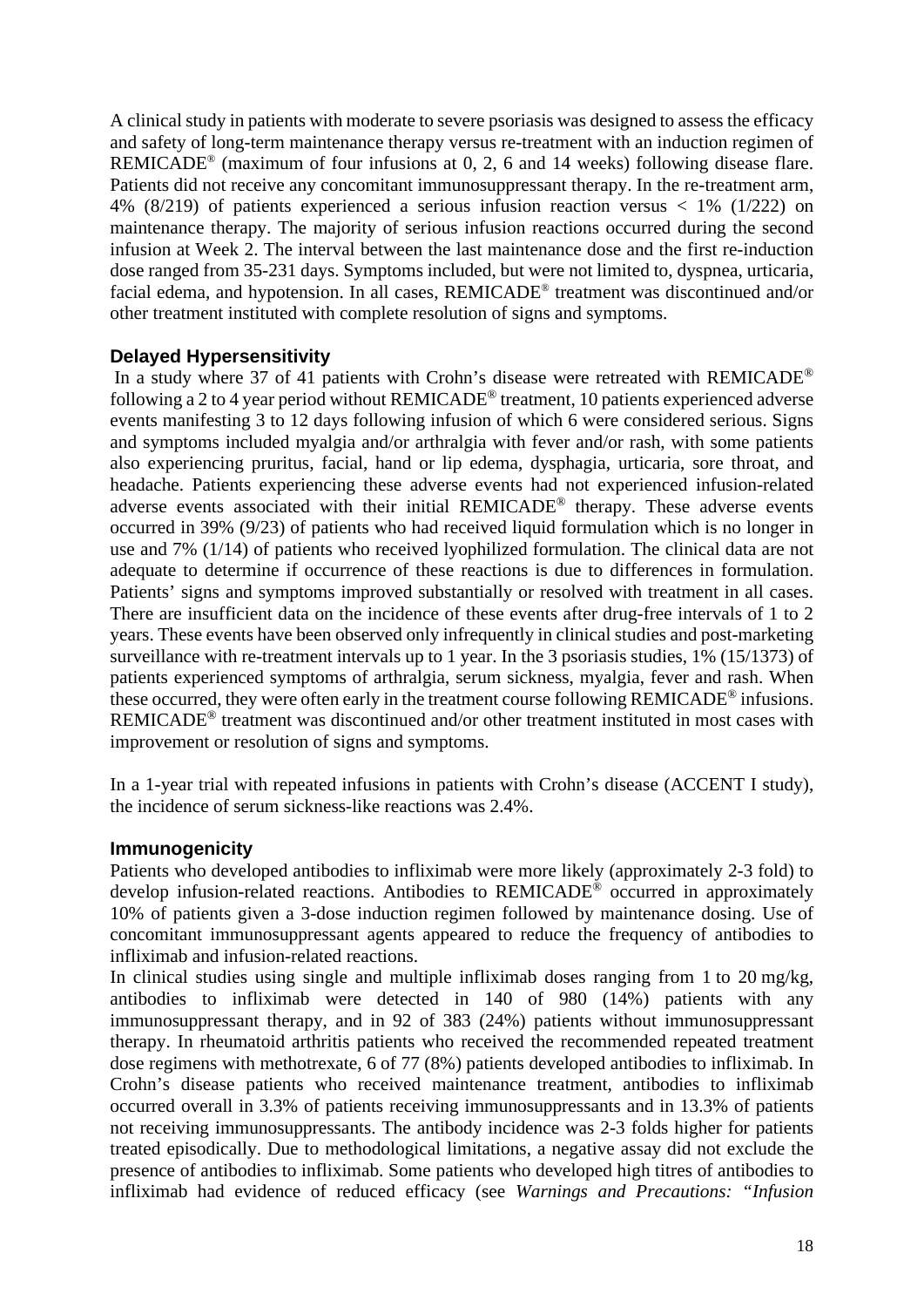A clinical study in patients with moderate to severe psoriasis was designed to assess the efficacy and safety of long-term maintenance therapy versus re-treatment with an induction regimen of REMICADE® (maximum of four infusions at 0, 2, 6 and 14 weeks) following disease flare. Patients did not receive any concomitant immunosuppressant therapy. In the re-treatment arm, 4% (8/219) of patients experienced a serious infusion reaction versus < 1% (1/222) on maintenance therapy. The majority of serious infusion reactions occurred during the second infusion at Week 2. The interval between the last maintenance dose and the first re-induction dose ranged from 35-231 days. Symptoms included, but were not limited to, dyspnea, urticaria, facial edema, and hypotension. In all cases, REMICADE® treatment was discontinued and/or other treatment instituted with complete resolution of signs and symptoms.

### Delayed Hypersensitivity

In a study where 37 of 41 patients with Crohn's disease were retreated with REMICADE® following a 2 to 4 year period without REMICADE® treatment, 10 patients experienced adverse events manifesting 3 to 12 days following infusion of which 6 were considered serious. Signs and symptoms included myalgia and/or arthralgia with fever and/or rash, with some patients also experiencing pruritus, facial, hand or lip edema, dysphagia, urticaria, sore throat, and headache. Patients experiencing these adverse events had not experienced infusion-related adverse events associated with their initial REMICADE® therapy. These adverse events occurred in 39% (9/23) of patients who had received liquid formulation which is no longer in use and 7% (1/14) of patients who received lyophilized formulation. The clinical data are not adequate to determine if occurrence of these reactions is due to differences in formulation. Patients' signs and symptoms improved substantially or resolved with treatment in all cases. There are insufficient data on the incidence of these events after drug-free intervals of 1 to 2 years. These events have been observed only infrequently in clinical studies and post-marketing surveillance with re-treatment intervals up to 1 year. In the 3 psoriasis studies, 1% (15/1373) of patients experienced symptoms of arthralgia, serum sickness, myalgia, fever and rash. When these occurred, they were often early in the treatment course following REMICADE® infusions. REMICADE® treatment was discontinued and/or other treatment instituted in most cases with improvement or resolution of signs and symptoms.

In a 1-year trial with repeated infusions in patients with Crohn's disease (ACCENT I study), the incidence of serum sickness-like reactions was 2.4%.

### Immunogenicity

Patients who developed antibodies to infliximab were more likely (approximately 2-3 fold) to develop infusion-related reactions. Antibodies to REMICADE® occurred in approximately 10% of patients given a 3-dose induction regimen followed by maintenance dosing. Use of concomitant immunosuppressant agents appeared to reduce the frequency of antibodies to infliximab and infusion-related reactions.

In clinical studies using single and multiple infliximab doses ranging from 1 to 20 mg/kg, antibodies to infliximab were detected in 140 of 980 (14%) patients with any immunosuppressant therapy, and in 92 of 383 (24%) patients without immunosuppressant therapy. In rheumatoid arthritis patients who received the recommended repeated treatment dose regimens with methotrexate, 6 of 77 (8%) patients developed antibodies to infliximab. In Crohn's disease patients who received maintenance treatment, antibodies to infliximab occurred overall in 3.3% of patients receiving immunosuppressants and in 13.3% of patients not receiving immunosuppressants. The antibody incidence was 2-3 folds higher for patients treated episodically. Due to methodological limitations, a negative assay did not exclude the presence of antibodies to infliximab. Some patients who developed high titres of antibodies to infliximab had evidence of reduced efficacy (see *Warnings and Precautions: "Infusion*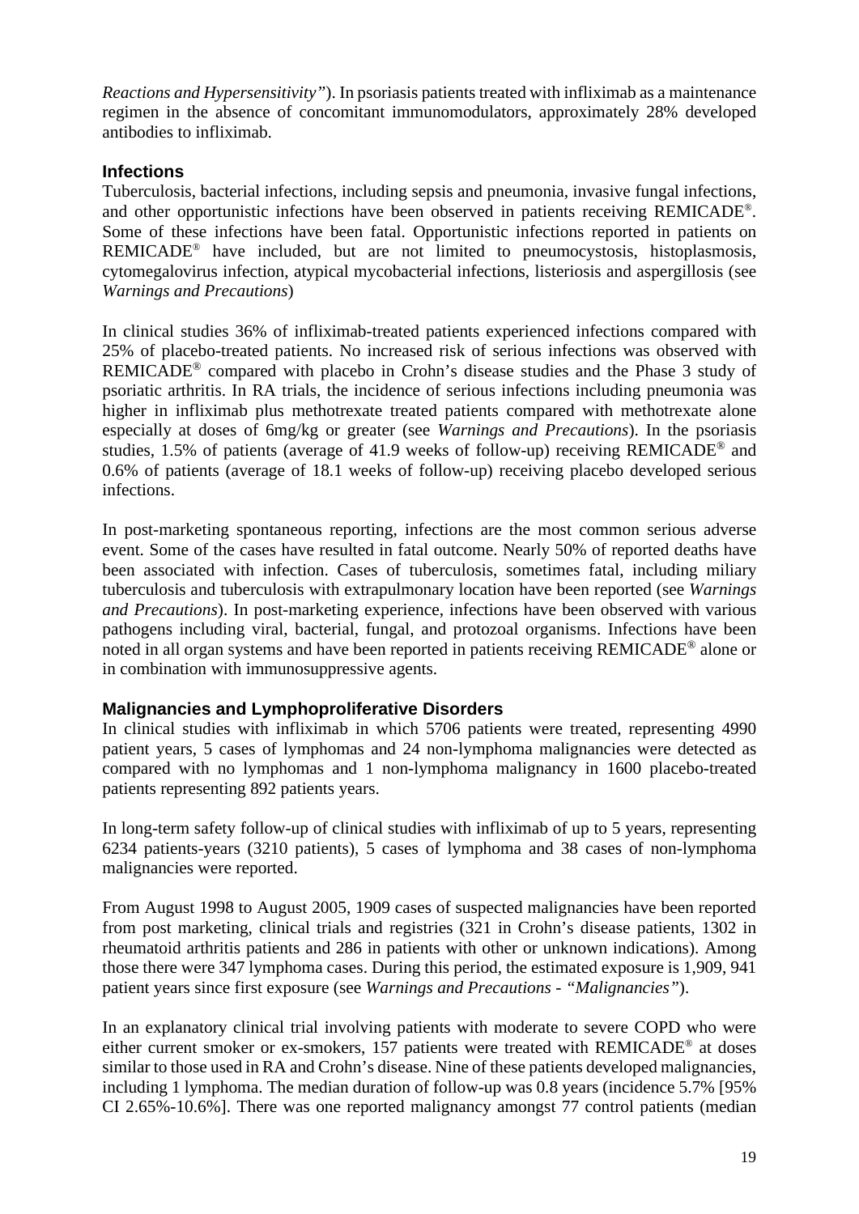*Reactions and Hypersensitivity"*). In psoriasis patients treated with infliximab as a maintenance regimen in the absence of concomitant immunomodulators, approximately 28% developed antibodies to infliximab.

### Infections

Tuberculosis, bacterial infections, including sepsis and pneumonia, invasive fungal infections, and other opportunistic infections have been observed in patients receiving REMICADE®. Some of these infections have been fatal. Opportunistic infections reported in patients on REMICADE® have included, but are not limited to pneumocystosis, histoplasmosis, cytomegalovirus infection, atypical mycobacterial infections, listeriosis and aspergillosis (see *Warnings and Precautions*)

In clinical studies 36% of infliximab-treated patients experienced infections compared with 25% of placebo-treated patients. No increased risk of serious infections was observed with REMICADE® compared with placebo in Crohn's disease studies and the Phase 3 study of psoriatic arthritis. In RA trials, the incidence of serious infections including pneumonia was higher in infliximab plus methotrexate treated patients compared with methotrexate alone especially at doses of 6mg/kg or greater (see *Warnings and Precautions*). In the psoriasis studies, 1.5% of patients (average of 41.9 weeks of follow-up) receiving REMICADE® and 0.6% of patients (average of 18.1 weeks of follow-up) receiving placebo developed serious infections.

In post-marketing spontaneous reporting, infections are the most common serious adverse event. Some of the cases have resulted in fatal outcome. Nearly 50% of reported deaths have been associated with infection. Cases of tuberculosis, sometimes fatal, including miliary tuberculosis and tuberculosis with extrapulmonary location have been reported (see *Warnings and Precautions*). In post-marketing experience, infections have been observed with various pathogens including viral, bacterial, fungal, and protozoal organisms. Infections have been noted in all organ systems and have been reported in patients receiving REMICADE® alone or in combination with immunosuppressive agents.

### Malignancies and Lymphoproliferative Disorders

In clinical studies with infliximab in which 5706 patients were treated, representing 4990 patient years, 5 cases of lymphomas and 24 non-lymphoma malignancies were detected as compared with no lymphomas and 1 non-lymphoma malignancy in 1600 placebo-treated patients representing 892 patients years.

In long-term safety follow-up of clinical studies with infliximab of up to 5 years, representing 6234 patients-years (3210 patients), 5 cases of lymphoma and 38 cases of non-lymphoma malignancies were reported.

From August 1998 to August 2005, 1909 cases of suspected malignancies have been reported from post marketing, clinical trials and registries (321 in Crohn's disease patients, 1302 in rheumatoid arthritis patients and 286 in patients with other or unknown indications). Among those there were 347 lymphoma cases. During this period, the estimated exposure is 1,909, 941 patient years since first exposure (see *Warnings and Precautions - "Malignancies"*).

In an explanatory clinical trial involving patients with moderate to severe COPD who were either current smoker or ex-smokers, 157 patients were treated with REMICADE® at doses similar to those used in RA and Crohn's disease. Nine of these patients developed malignancies, including 1 lymphoma. The median duration of follow-up was 0.8 years (incidence 5.7% [95% CI 2.65%-10.6%]. There was one reported malignancy amongst 77 control patients (median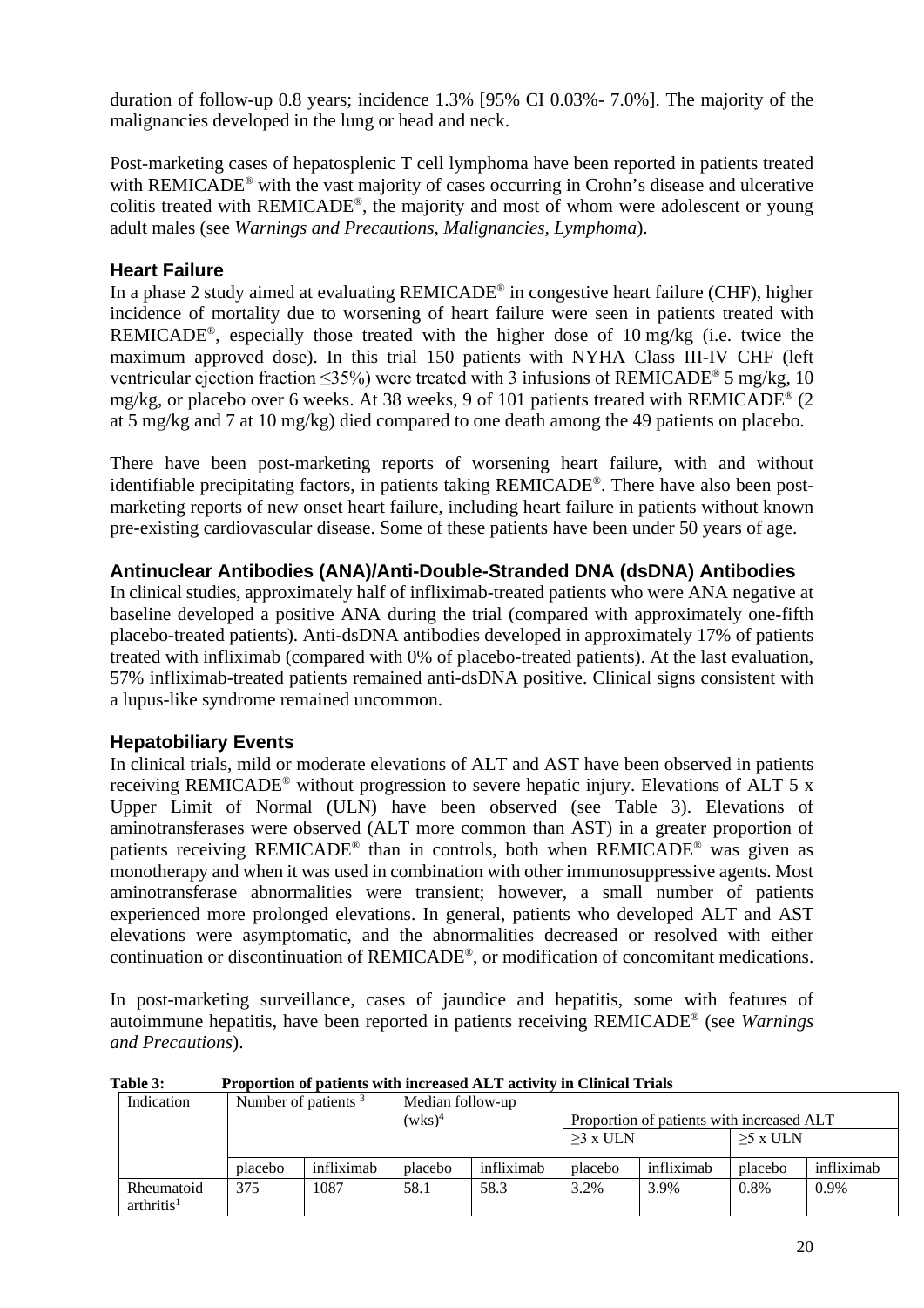duration of follow-up 0.8 years; incidence 1.3% [95% CI 0.03%- 7.0%]. The majority of the malignancies developed in the lung or head and neck.

Post-marketing cases of hepatosplenic T cell lymphoma have been reported in patients treated with REMICADE® with the vast majority of cases occurring in Crohn's disease and ulcerative colitis treated with REMICADE®, the majority and most of whom were adolescent or young adult males (see *Warnings and Precautions, Malignancies, Lymphoma*).

### Heart Failure

In a phase 2 study aimed at evaluating REMICADE® in congestive heart failure (CHF), higher incidence of mortality due to worsening of heart failure were seen in patients treated with REMICADE®, especially those treated with the higher dose of 10 mg/kg (i.e. twice the maximum approved dose). In this trial 150 patients with NYHA Class III-IV CHF (left ventricular ejection fraction ≤35%) were treated with 3 infusions of REMICADE® 5 mg/kg, 10 mg/kg, or placebo over 6 weeks. At 38 weeks, 9 of 101 patients treated with REMICADE® (2 at 5 mg/kg and 7 at 10 mg/kg) died compared to one death among the 49 patients on placebo.

There have been post-marketing reports of worsening heart failure, with and without identifiable precipitating factors, in patients taking REMICADE®. There have also been post-marketing reports of new onset heart failure, including heart failure in patients without known pre-existing cardiovascular disease. Some of these patients have been under 50 years of age.

### Antinuclear Antibodies (ANA)/Anti-Double-Stranded DNA (dsDNA) Antibodies

In clinical studies, approximately half of infliximab-treated patients who were ANA negative at baseline developed a positive ANA during the trial (compared with approximately one-fifth placebo-treated patients). Anti-dsDNA antibodies developed in approximately 17% of patients treated with infliximab (compared with 0% of placebo-treated patients). At the last evaluation, 57% infliximab-treated patients remained anti-dsDNA positive. Clinical signs consistent with a lupus-like syndrome remained uncommon.

### Hepatobiliary Events

In clinical trials, mild or moderate elevations of ALT and AST have been observed in patients receiving REMICADE® without progression to severe hepatic injury. Elevations of ALT 5 x Upper Limit of Normal (ULN) have been observed (see Table 3). Elevations of aminotransferases were observed (ALT more common than AST) in a greater proportion of patients receiving REMICADE® than in controls, both when REMICADE® was given as monotherapy and when it was used in combination with other immunosuppressive agents. Most aminotransferase abnormalities were transient; however, a small number of patients experienced more prolonged elevations. In general, patients who developed ALT and AST elevations were asymptomatic, and the abnormalities decreased or resolved with either continuation or discontinuation of REMICADE®, or modification of concomitant medications.

In post-marketing surveillance, cases of jaundice and hepatitis, some with features of autoimmune hepatitis, have been reported in patients receiving REMICADE® (see *Warnings and Precautions*).

**Table 3: Proportion of patients with increased ALT activity in Clinical Trials**

| Indication | Number of patients [3] | | Median follow-up (wks)[4] | | Proportion of patients with increased ALT | | | |
|---|---|---|---|---|---|---|---|---|
| | | | | | ≥3 x ULN | | ≥5 x ULN | |
| | placebo | infliximab | placebo | infliximab | placebo | infliximab | placebo | infliximab |
| Rheumatoid arthritis[1] | 375 | 1087 | 58.1 | 58.3 | 3.2% | 3.9% | 0.8% | 0.9% |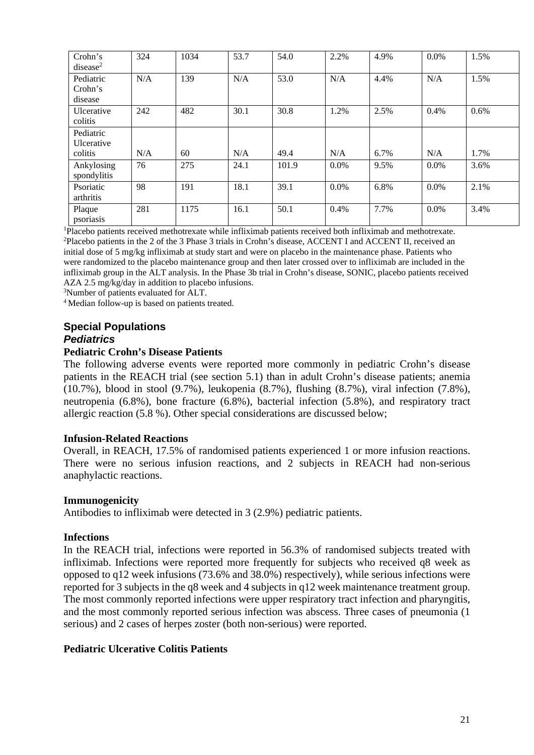| Crohn's disease[2] | 324 | 1034 | 53.7 | 54.0 | 2.2% | 4.9% | 0.0% | 1.5% |
|---|---|---|---|---|---|---|---|---|
| Pediatric Crohn's disease | N/A | 139 | N/A | 53.0 | N/A | 4.4% | N/A | 1.5% |
| Ulcerative colitis | 242 | 482 | 30.1 | 30.8 | 1.2% | 2.5% | 0.4% | 0.6% |
| Pediatric Ulcerative colitis | N/A | 60 | N/A | 49.4 | N/A | 6.7% | N/A | 1.7% |
| Ankylosing spondylitis | 76 | 275 | 24.1 | 101.9 | 0.0% | 9.5% | 0.0% | 3.6% |
| Psoriatic arthritis | 98 | 191 | 18.1 | 39.1 | 0.0% | 6.8% | 0.0% | 2.1% |
| Plaque psoriasis | 281 | 1175 | 16.1 | 50.1 | 0.4% | 7.7% | 0.0% | 3.4% |

[1]Placebo patients received methotrexate while infliximab patients received both infliximab and methotrexate.
[2]Placebo patients in the 2 of the 3 Phase 3 trials in Crohn's disease, ACCENT I and ACCENT II, received an initial dose of 5 mg/kg infliximab at study start and were on placebo in the maintenance phase. Patients who were randomized to the placebo maintenance group and then later crossed over to infliximab are included in the infliximab group in the ALT analysis. In the Phase 3b trial in Crohn's disease, SONIC, placebo patients received AZA 2.5 mg/kg/day in addition to placebo infusions.
[3]Number of patients evaluated for ALT.
[4] Median follow-up is based on patients treated.

## Special Populations

### *Pediatrics*

**Pediatric Crohn's Disease Patients**

The following adverse events were reported more commonly in pediatric Crohn's disease patients in the REACH trial (see section 5.1) than in adult Crohn's disease patients; anemia (10.7%), blood in stool (9.7%), leukopenia (8.7%), flushing (8.7%), viral infection (7.8%), neutropenia (6.8%), bone fracture (6.8%), bacterial infection (5.8%), and respiratory tract allergic reaction (5.8 %). Other special considerations are discussed below;

**Infusion-Related Reactions**

Overall, in REACH, 17.5% of randomised patients experienced 1 or more infusion reactions. There were no serious infusion reactions, and 2 subjects in REACH had non-serious anaphylactic reactions.

**Immunogenicity**

Antibodies to infliximab were detected in 3 (2.9%) pediatric patients.

**Infections**

In the REACH trial, infections were reported in 56.3% of randomised subjects treated with infliximab. Infections were reported more frequently for subjects who received q8 week as opposed to q12 week infusions (73.6% and 38.0%) respectively), while serious infections were reported for 3 subjects in the q8 week and 4 subjects in q12 week maintenance treatment group. The most commonly reported infections were upper respiratory tract infection and pharyngitis, and the most commonly reported serious infection was abscess. Three cases of pneumonia (1 serious) and 2 cases of herpes zoster (both non-serious) were reported.

**Pediatric Ulcerative Colitis Patients**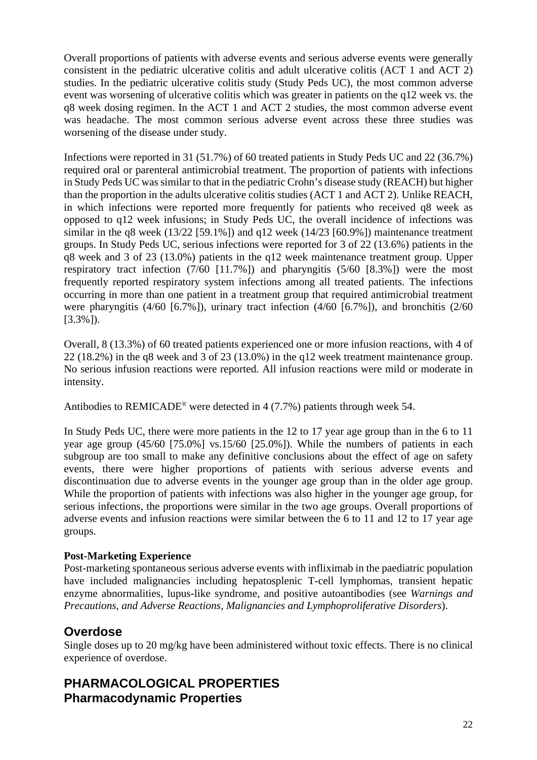Overall proportions of patients with adverse events and serious adverse events were generally consistent in the pediatric ulcerative colitis and adult ulcerative colitis (ACT 1 and ACT 2) studies. In the pediatric ulcerative colitis study (Study Peds UC), the most common adverse event was worsening of ulcerative colitis which was greater in patients on the q12 week vs. the q8 week dosing regimen. In the ACT 1 and ACT 2 studies, the most common adverse event was headache. The most common serious adverse event across these three studies was worsening of the disease under study.

Infections were reported in 31 (51.7%) of 60 treated patients in Study Peds UC and 22 (36.7%) required oral or parenteral antimicrobial treatment. The proportion of patients with infections in Study Peds UC was similar to that in the pediatric Crohn's disease study (REACH) but higher than the proportion in the adults ulcerative colitis studies (ACT 1 and ACT 2). Unlike REACH, in which infections were reported more frequently for patients who received q8 week as opposed to q12 week infusions; in Study Peds UC, the overall incidence of infections was similar in the q8 week (13/22 [59.1%]) and q12 week (14/23 [60.9%]) maintenance treatment groups. In Study Peds UC, serious infections were reported for 3 of 22 (13.6%) patients in the q8 week and 3 of 23 (13.0%) patients in the q12 week maintenance treatment group. Upper respiratory tract infection (7/60 [11.7%]) and pharyngitis (5/60 [8.3%]) were the most frequently reported respiratory system infections among all treated patients. The infections occurring in more than one patient in a treatment group that required antimicrobial treatment were pharyngitis (4/60 [6.7%]), urinary tract infection (4/60 [6.7%]), and bronchitis (2/60 [3.3%]).

Overall, 8 (13.3%) of 60 treated patients experienced one or more infusion reactions, with 4 of 22 (18.2%) in the q8 week and 3 of 23 (13.0%) in the q12 week treatment maintenance group. No serious infusion reactions were reported. All infusion reactions were mild or moderate in intensity.

Antibodies to REMICADE® were detected in 4 (7.7%) patients through week 54.

In Study Peds UC, there were more patients in the 12 to 17 year age group than in the 6 to 11 year age group (45/60 [75.0%] vs.15/60 [25.0%]). While the numbers of patients in each subgroup are too small to make any definitive conclusions about the effect of age on safety events, there were higher proportions of patients with serious adverse events and discontinuation due to adverse events in the younger age group than in the older age group. While the proportion of patients with infections was also higher in the younger age group, for serious infections, the proportions were similar in the two age groups. Overall proportions of adverse events and infusion reactions were similar between the 6 to 11 and 12 to 17 year age groups.

**Post-Marketing Experience**

Post-marketing spontaneous serious adverse events with infliximab in the paediatric population have included malignancies including hepatosplenic T-cell lymphomas, transient hepatic enzyme abnormalities, lupus-like syndrome, and positive autoantibodies (see *Warnings and Precautions, and Adverse Reactions, Malignancies and Lymphoproliferative Disorders*).

## Overdose

Single doses up to 20 mg/kg have been administered without toxic effects. There is no clinical experience of overdose.

## PHARMACOLOGICAL PROPERTIES

## Pharmacodynamic Properties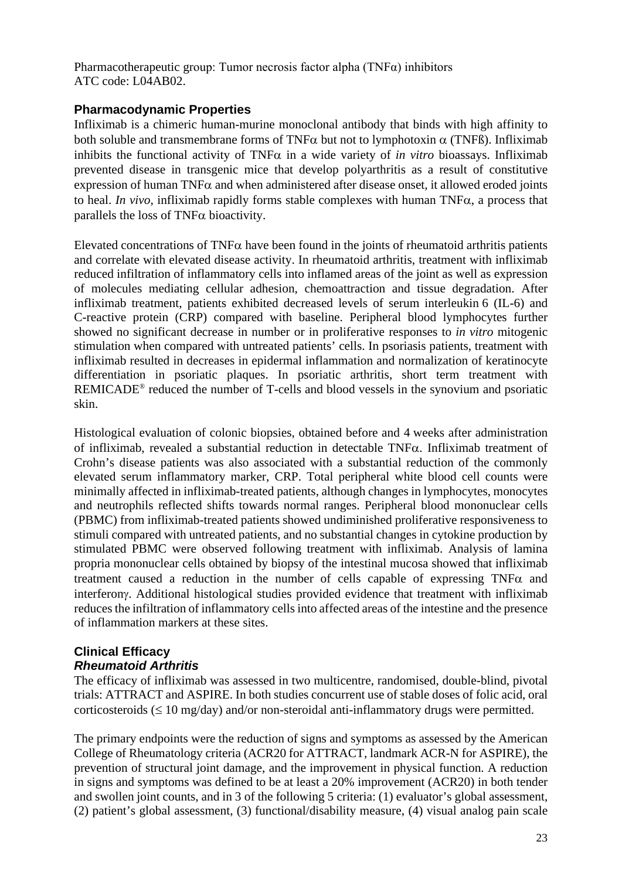Pharmacotherapeutic group: Tumor necrosis factor alpha (TNFα) inhibitors
ATC code: L04AB02.

## Pharmacodynamic Properties

Infliximab is a chimeric human-murine monoclonal antibody that binds with high affinity to both soluble and transmembrane forms of TNFα but not to lymphotoxin α (TNFß). Infliximab inhibits the functional activity of TNFα in a wide variety of *in vitro* bioassays. Infliximab prevented disease in transgenic mice that develop polyarthritis as a result of constitutive expression of human TNFα and when administered after disease onset, it allowed eroded joints to heal. *In vivo*, infliximab rapidly forms stable complexes with human TNFα, a process that parallels the loss of TNFα bioactivity.

Elevated concentrations of TNFα have been found in the joints of rheumatoid arthritis patients and correlate with elevated disease activity. In rheumatoid arthritis, treatment with infliximab reduced infiltration of inflammatory cells into inflamed areas of the joint as well as expression of molecules mediating cellular adhesion, chemoattraction and tissue degradation. After infliximab treatment, patients exhibited decreased levels of serum interleukin 6 (IL-6) and C-reactive protein (CRP) compared with baseline. Peripheral blood lymphocytes further showed no significant decrease in number or in proliferative responses to *in vitro* mitogenic stimulation when compared with untreated patients' cells. In psoriasis patients, treatment with infliximab resulted in decreases in epidermal inflammation and normalization of keratinocyte differentiation in psoriatic plaques. In psoriatic arthritis, short term treatment with REMICADE® reduced the number of T-cells and blood vessels in the synovium and psoriatic skin.

Histological evaluation of colonic biopsies, obtained before and 4 weeks after administration of infliximab, revealed a substantial reduction in detectable TNFα. Infliximab treatment of Crohn's disease patients was also associated with a substantial reduction of the commonly elevated serum inflammatory marker, CRP. Total peripheral white blood cell counts were minimally affected in infliximab-treated patients, although changes in lymphocytes, monocytes and neutrophils reflected shifts towards normal ranges. Peripheral blood mononuclear cells (PBMC) from infliximab-treated patients showed undiminished proliferative responsiveness to stimuli compared with untreated patients, and no substantial changes in cytokine production by stimulated PBMC were observed following treatment with infliximab. Analysis of lamina propria mononuclear cells obtained by biopsy of the intestinal mucosa showed that infliximab treatment caused a reduction in the number of cells capable of expressing TNFα and interferonγ. Additional histological studies provided evidence that treatment with infliximab reduces the infiltration of inflammatory cells into affected areas of the intestine and the presence of inflammation markers at these sites.

## Clinical Efficacy

### *Rheumatoid Arthritis*

The efficacy of infliximab was assessed in two multicentre, randomised, double-blind, pivotal trials: ATTRACT and ASPIRE. In both studies concurrent use of stable doses of folic acid, oral corticosteroids (≤ 10 mg/day) and/or non-steroidal anti-inflammatory drugs were permitted.

The primary endpoints were the reduction of signs and symptoms as assessed by the American College of Rheumatology criteria (ACR20 for ATTRACT, landmark ACR-N for ASPIRE), the prevention of structural joint damage, and the improvement in physical function. A reduction in signs and symptoms was defined to be at least a 20% improvement (ACR20) in both tender and swollen joint counts, and in 3 of the following 5 criteria: (1) evaluator's global assessment, (2) patient's global assessment, (3) functional/disability measure, (4) visual analog pain scale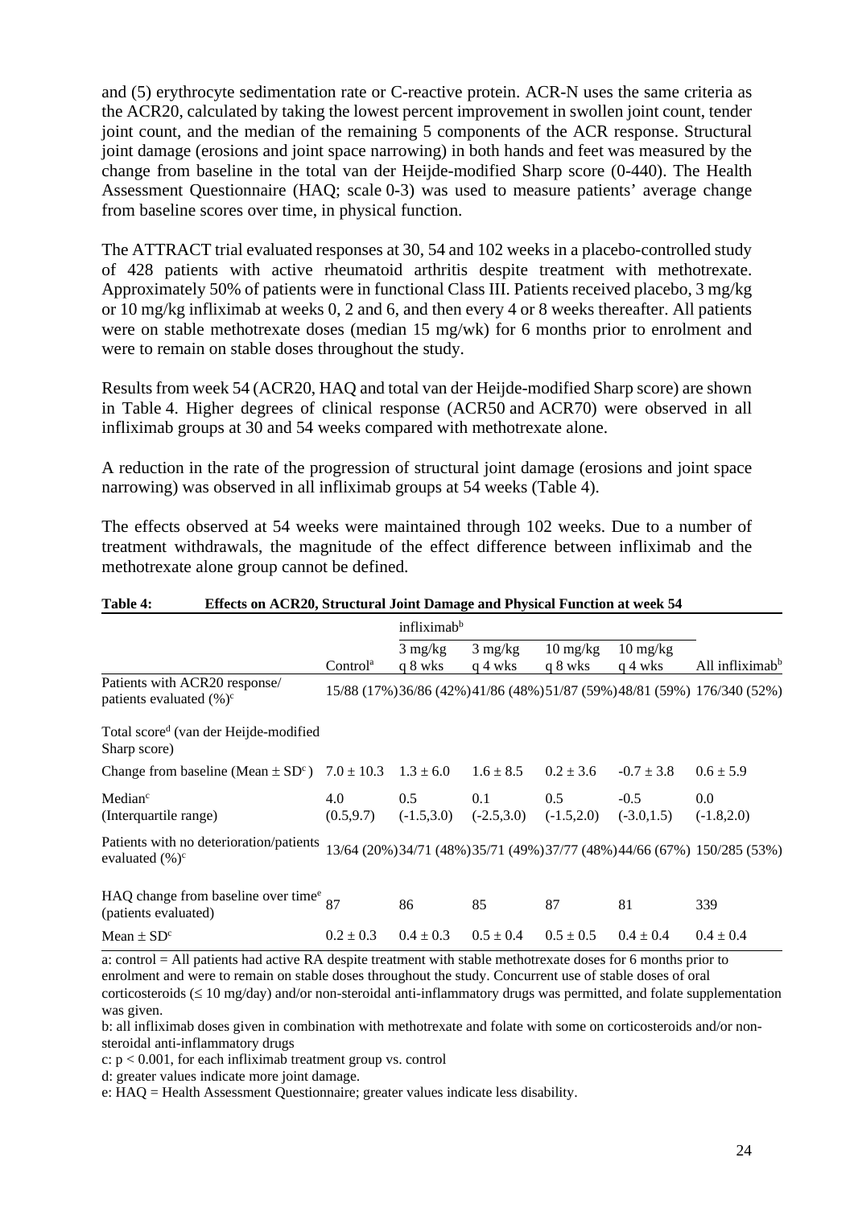and (5) erythrocyte sedimentation rate or C-reactive protein. ACR-N uses the same criteria as the ACR20, calculated by taking the lowest percent improvement in swollen joint count, tender joint count, and the median of the remaining 5 components of the ACR response. Structural joint damage (erosions and joint space narrowing) in both hands and feet was measured by the change from baseline in the total van der Heijde-modified Sharp score (0-440). The Health Assessment Questionnaire (HAQ; scale 0-3) was used to measure patients' average change from baseline scores over time, in physical function.

The ATTRACT trial evaluated responses at 30, 54 and 102 weeks in a placebo-controlled study of 428 patients with active rheumatoid arthritis despite treatment with methotrexate. Approximately 50% of patients were in functional Class III. Patients received placebo, 3 mg/kg or 10 mg/kg infliximab at weeks 0, 2 and 6, and then every 4 or 8 weeks thereafter. All patients were on stable methotrexate doses (median 15 mg/wk) for 6 months prior to enrolment and were to remain on stable doses throughout the study.

Results from week 54 (ACR20, HAQ and total van der Heijde-modified Sharp score) are shown in Table 4. Higher degrees of clinical response (ACR50 and ACR70) were observed in all infliximab groups at 30 and 54 weeks compared with methotrexate alone.

A reduction in the rate of the progression of structural joint damage (erosions and joint space narrowing) was observed in all infliximab groups at 54 weeks (Table 4).

The effects observed at 54 weeks were maintained through 102 weeks. Due to a number of treatment withdrawals, the magnitude of the effect difference between infliximab and the methotrexate alone group cannot be defined.

**Table 4: Effects on ACR20, Structural Joint Damage and Physical Function at week 54**

| | | infliximab[b] | | | | |
|---|---|---|---|---|---|---|
| | Control[a] | 3 mg/kg q 8 wks | 3 mg/kg q 4 wks | 10 mg/kg q 8 wks | 10 mg/kg q 4 wks | All infliximab[b] |
| Patients with ACR20 response/ patients evaluated (%)[c] | 15/88 (17%) | 36/86 (42%) | 41/86 (48%) | 51/87 (59%) | 48/81 (59%) | 176/340 (52%) |
| Total score[d] (van der Heijde-modified Sharp score) | | | | | | |
| Change from baseline (Mean ± SD[c]) | 7.0 ± 10.3 | 1.3 ± 6.0 | 1.6 ± 8.5 | 0.2 ± 3.6 | -0.7 ± 3.8 | 0.6 ± 5.9 |
| Median[c] (Interquartile range) | 4.0 (0.5,9.7) | 0.5 (-1.5,3.0) | 0.1 (-2.5,3.0) | 0.5 (-1.5,2.0) | -0.5 (-3.0,1.5) | 0.0 (-1.8,2.0) |
| Patients with no deterioration/patients evaluated (%)[c] | 13/64 (20%) | 34/71 (48%) | 35/71 (49%) | 37/77 (48%) | 44/66 (67%) | 150/285 (53%) |
| HAQ change from baseline over time[e] (patients evaluated) | 87 | 86 | 85 | 87 | 81 | 339 |
| Mean ± SD[c] | 0.2 ± 0.3 | 0.4 ± 0.3 | 0.5 ± 0.4 | 0.5 ± 0.5 | 0.4 ± 0.4 | 0.4 ± 0.4 |

a: control = All patients had active RA despite treatment with stable methotrexate doses for 6 months prior to enrolment and were to remain on stable doses throughout the study. Concurrent use of stable doses of oral corticosteroids (≤ 10 mg/day) and/or non-steroidal anti-inflammatory drugs was permitted, and folate supplementation was given.

b: all infliximab doses given in combination with methotrexate and folate with some on corticosteroids and/or non-steroidal anti-inflammatory drugs

c: $p < 0.001$, for each infliximab treatment group vs. control

d: greater values indicate more joint damage.

e: HAQ = Health Assessment Questionnaire; greater values indicate less disability.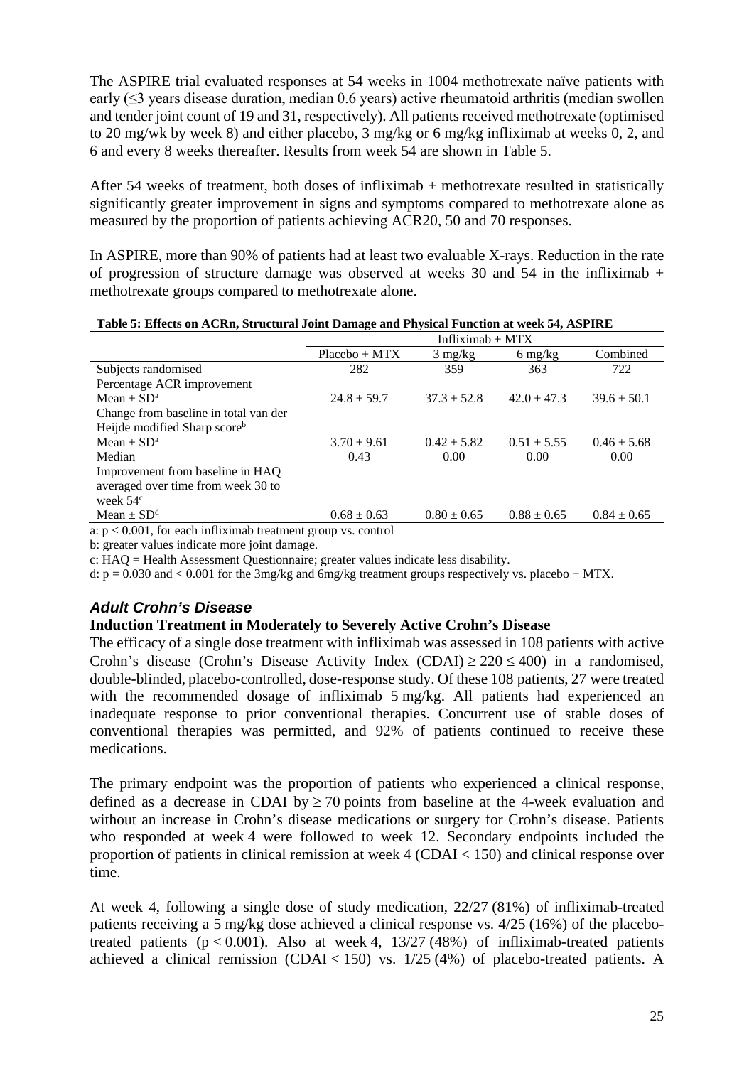The ASPIRE trial evaluated responses at 54 weeks in 1004 methotrexate naïve patients with early (≤3 years disease duration, median 0.6 years) active rheumatoid arthritis (median swollen and tender joint count of 19 and 31, respectively). All patients received methotrexate (optimised to 20 mg/wk by week 8) and either placebo, 3 mg/kg or 6 mg/kg infliximab at weeks 0, 2, and 6 and every 8 weeks thereafter. Results from week 54 are shown in Table 5.

After 54 weeks of treatment, both doses of infliximab + methotrexate resulted in statistically significantly greater improvement in signs and symptoms compared to methotrexate alone as measured by the proportion of patients achieving ACR20, 50 and 70 responses.

In ASPIRE, more than 90% of patients had at least two evaluable X-rays. Reduction in the rate of progression of structure damage was observed at weeks 30 and 54 in the infliximab + methotrexate groups compared to methotrexate alone.

**Table 5: Effects on ACRn, Structural Joint Damage and Physical Function at week 54, ASPIRE**

| | | Infliximab + MTX | | |
|---|---|---|---|---|
| | Placebo + MTX | 3 mg/kg | 6 mg/kg | Combined |
| Subjects randomised | 282 | 359 | 363 | 722 |
| Percentage ACR improvement | | | | |
| Mean ± SD[a] | 24.8 ± 59.7 | 37.3 ± 52.8 | 42.0 ± 47.3 | 39.6 ± 50.1 |
| Change from baseline in total van der Heijde modified Sharp score[b] | | | | |
| Mean ± SD[a] | 3.70 ± 9.61 | 0.42 ± 5.82 | 0.51 ± 5.55 | 0.46 ± 5.68 |
| Median | 0.43 | 0.00 | 0.00 | 0.00 |
| Improvement from baseline in HAQ averaged over time from week 30 to week 54[c] | | | | |
| Mean ± SD[d] | 0.68 ± 0.63 | 0.80 ± 0.65 | 0.88 ± 0.65 | 0.84 ± 0.65 |

a: $p < 0.001$, for each infliximab treatment group vs. control

b: greater values indicate more joint damage.

c: HAQ = Health Assessment Questionnaire; greater values indicate less disability.

d: $p = 0.030$ and $< 0.001$ for the 3mg/kg and 6mg/kg treatment groups respectively vs. placebo + MTX.

### *Adult Crohn's Disease*

**Induction Treatment in Moderately to Severely Active Crohn's Disease**

The efficacy of a single dose treatment with infliximab was assessed in 108 patients with active Crohn's disease (Crohn's Disease Activity Index (CDAI) $\geq 220 \leq 400$) in a randomised, double-blinded, placebo-controlled, dose-response study. Of these 108 patients, 27 were treated with the recommended dosage of infliximab 5 mg/kg. All patients had experienced an inadequate response to prior conventional therapies. Concurrent use of stable doses of conventional therapies was permitted, and 92% of patients continued to receive these medications.

The primary endpoint was the proportion of patients who experienced a clinical response, defined as a decrease in CDAI by ≥ 70 points from baseline at the 4-week evaluation and without an increase in Crohn's disease medications or surgery for Crohn's disease. Patients who responded at week 4 were followed to week 12. Secondary endpoints included the proportion of patients in clinical remission at week 4 (CDAI < 150) and clinical response over time.

At week 4, following a single dose of study medication, 22/27 (81%) of infliximab-treated patients receiving a 5 mg/kg dose achieved a clinical response vs. 4/25 (16%) of the placebo-treated patients ($p < 0.001$). Also at week 4, 13/27 (48%) of infliximab-treated patients achieved a clinical remission (CDAI < 150) vs. 1/25 (4%) of placebo-treated patients. A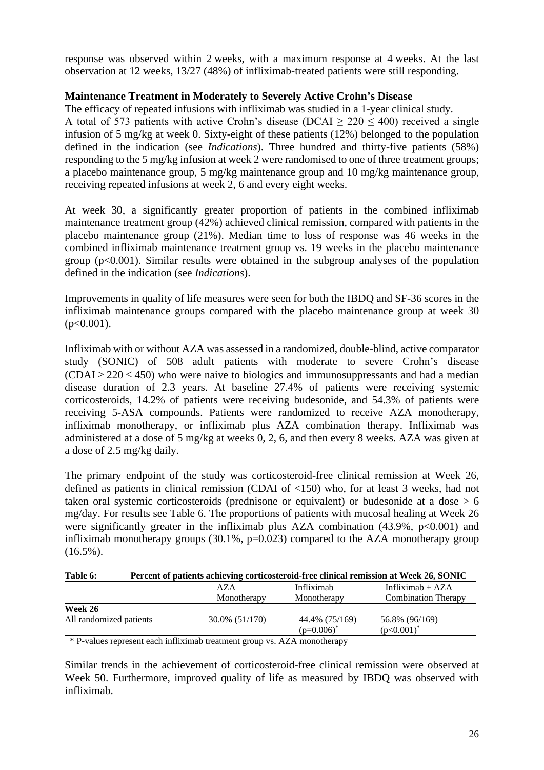response was observed within 2 weeks, with a maximum response at 4 weeks. At the last observation at 12 weeks, 13/27 (48%) of infliximab-treated patients were still responding.

**Maintenance Treatment in Moderately to Severely Active Crohn's Disease**

The efficacy of repeated infusions with infliximab was studied in a 1-year clinical study. A total of 573 patients with active Crohn's disease (DCAI $\geq 220 \leq 400$) received a single infusion of 5 mg/kg at week 0. Sixty-eight of these patients (12%) belonged to the population defined in the indication (see *Indications*). Three hundred and thirty-five patients (58%) responding to the 5 mg/kg infusion at week 2 were randomised to one of three treatment groups; a placebo maintenance group, 5 mg/kg maintenance group and 10 mg/kg maintenance group, receiving repeated infusions at week 2, 6 and every eight weeks.

At week 30, a significantly greater proportion of patients in the combined infliximab maintenance treatment group (42%) achieved clinical remission, compared with patients in the placebo maintenance group (21%). Median time to loss of response was 46 weeks in the combined infliximab maintenance treatment group vs. 19 weeks in the placebo maintenance group ($p<0.001$). Similar results were obtained in the subgroup analyses of the population defined in the indication (see *Indications*).

Improvements in quality of life measures were seen for both the IBDQ and SF-36 scores in the infliximab maintenance groups compared with the placebo maintenance group at week 30 ($p<0.001$).

Infliximab with or without AZA was assessed in a randomized, double-blind, active comparator study (SONIC) of 508 adult patients with moderate to severe Crohn's disease (CDAI $\geq 220 \leq 450$) who were naive to biologics and immunosuppressants and had a median disease duration of 2.3 years. At baseline 27.4% of patients were receiving systemic corticosteroids, 14.2% of patients were receiving budesonide, and 54.3% of patients were receiving 5-ASA compounds. Patients were randomized to receive AZA monotherapy, infliximab monotherapy, or infliximab plus AZA combination therapy. Infliximab was administered at a dose of 5 mg/kg at weeks 0, 2, 6, and then every 8 weeks. AZA was given at a dose of 2.5 mg/kg daily.

The primary endpoint of the study was corticosteroid-free clinical remission at Week 26, defined as patients in clinical remission (CDAI of <150) who, for at least 3 weeks, had not taken oral systemic corticosteroids (prednisone or equivalent) or budesonide at a dose > 6 mg/day. For results see Table 6. The proportions of patients with mucosal healing at Week 26 were significantly greater in the infliximab plus AZA combination (43.9%, $p<0.001$) and infliximab monotherapy groups (30.1%, $p=0.023$) compared to the AZA monotherapy group (16.5%).

**Table 6: Percent of patients achieving corticosteroid-free clinical remission at Week 26, SONIC**

| | AZA Monotherapy | Infliximab Monotherapy | Infliximab + AZA Combination Therapy |
|---|---|---|---|
| **Week 26** | | | |
| All randomized patients | 30.0% (51/170) | 44.4% (75/169) ($p=0.006$)* | 56.8% (96/169) ($p<0.001$)* |

\* P-values represent each infliximab treatment group vs. AZA monotherapy

Similar trends in the achievement of corticosteroid-free clinical remission were observed at Week 50. Furthermore, improved quality of life as measured by IBDQ was observed with infliximab.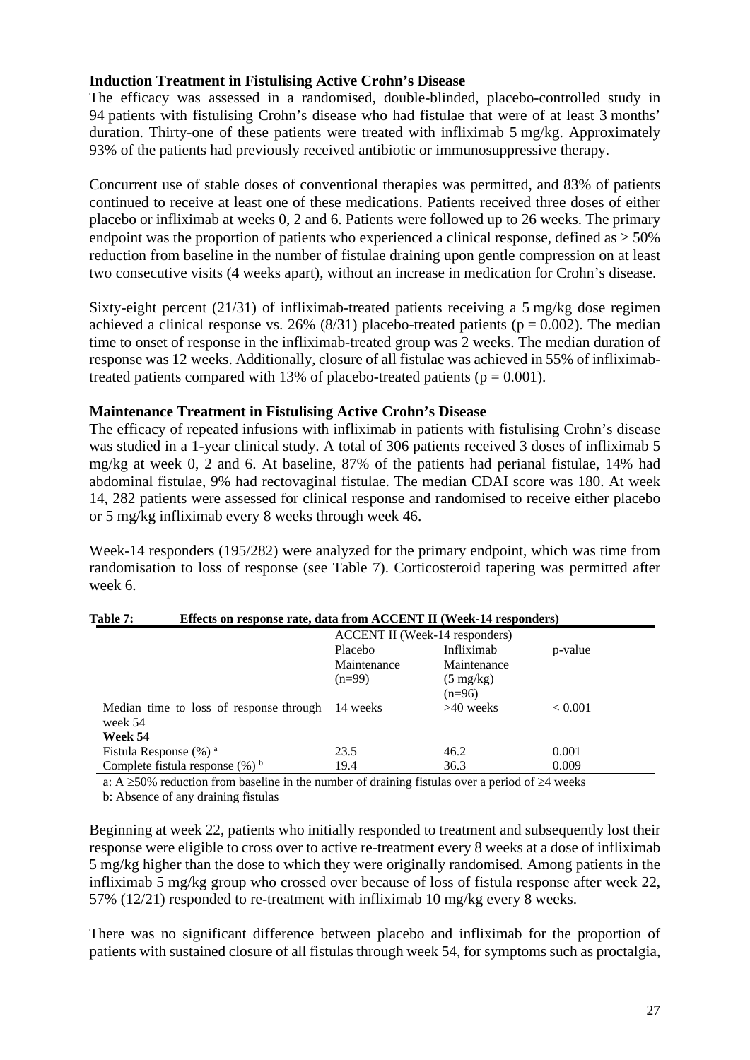**Induction Treatment in Fistulising Active Crohn's Disease**

The efficacy was assessed in a randomised, double-blinded, placebo-controlled study in 94 patients with fistulising Crohn's disease who had fistulae that were of at least 3 months' duration. Thirty-one of these patients were treated with infliximab 5 mg/kg. Approximately 93% of the patients had previously received antibiotic or immunosuppressive therapy.

Concurrent use of stable doses of conventional therapies was permitted, and 83% of patients continued to receive at least one of these medications. Patients received three doses of either placebo or infliximab at weeks 0, 2 and 6. Patients were followed up to 26 weeks. The primary endpoint was the proportion of patients who experienced a clinical response, defined as ≥ 50% reduction from baseline in the number of fistulae draining upon gentle compression on at least two consecutive visits (4 weeks apart), without an increase in medication for Crohn's disease.

Sixty-eight percent (21/31) of infliximab-treated patients receiving a 5 mg/kg dose regimen achieved a clinical response vs. 26% (8/31) placebo-treated patients ($p = 0.002$). The median time to onset of response in the infliximab-treated group was 2 weeks. The median duration of response was 12 weeks. Additionally, closure of all fistulae was achieved in 55% of infliximab-treated patients compared with 13% of placebo-treated patients ($p = 0.001$).

**Maintenance Treatment in Fistulising Active Crohn's Disease**

The efficacy of repeated infusions with infliximab in patients with fistulising Crohn's disease was studied in a 1-year clinical study. A total of 306 patients received 3 doses of infliximab 5 mg/kg at week 0, 2 and 6. At baseline, 87% of the patients had perianal fistulae, 14% had abdominal fistulae, 9% had rectovaginal fistulae. The median CDAI score was 180. At week 14, 282 patients were assessed for clinical response and randomised to receive either placebo or 5 mg/kg infliximab every 8 weeks through week 46.

Week-14 responders (195/282) were analyzed for the primary endpoint, which was time from randomisation to loss of response (see Table 7). Corticosteroid tapering was permitted after week 6.

**Table 7: Effects on response rate, data from ACCENT II (Week-14 responders)**

| | ACCENT II (Week-14 responders) | | |
|---|---|---|---|
| | Placebo Maintenance (n=99) | Infliximab Maintenance (5 mg/kg) (n=96) | p-value |
| Median time to loss of response through week 54 | 14 weeks | >40 weeks | < 0.001 |
| **Week 54** | | | |
| Fistula Response (%) [a] | 23.5 | 46.2 | 0.001 |
| Complete fistula response (%) [b] | 19.4 | 36.3 | 0.009 |

a: A ≥50% reduction from baseline in the number of draining fistulas over a period of ≥4 weeks

b: Absence of any draining fistulas

Beginning at week 22, patients who initially responded to treatment and subsequently lost their response were eligible to cross over to active re-treatment every 8 weeks at a dose of infliximab 5 mg/kg higher than the dose to which they were originally randomised. Among patients in the infliximab 5 mg/kg group who crossed over because of loss of fistula response after week 22, 57% (12/21) responded to re-treatment with infliximab 10 mg/kg every 8 weeks.

There was no significant difference between placebo and infliximab for the proportion of patients with sustained closure of all fistulas through week 54, for symptoms such as proctalgia,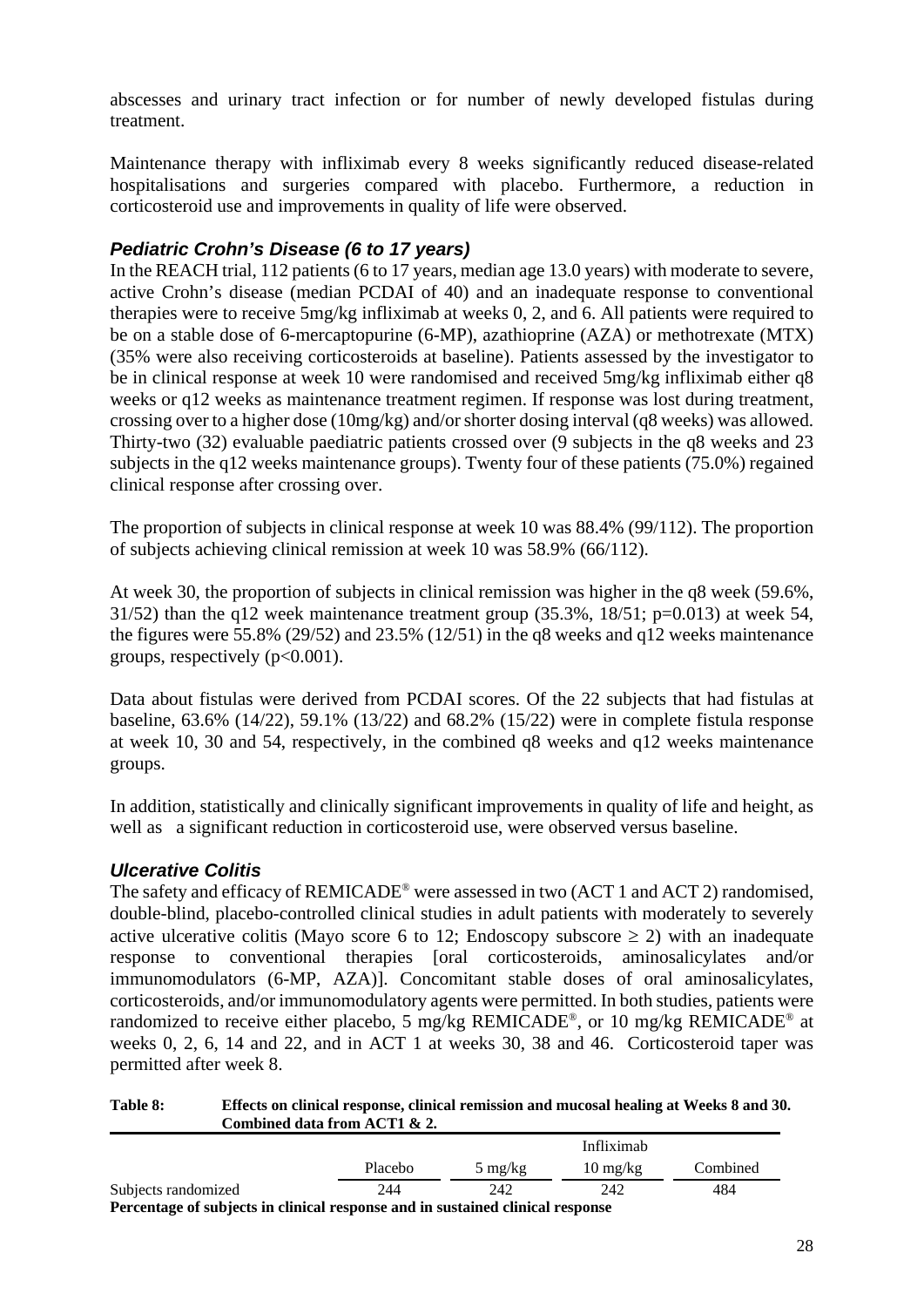abscesses and urinary tract infection or for number of newly developed fistulas during treatment.

Maintenance therapy with infliximab every 8 weeks significantly reduced disease-related hospitalisations and surgeries compared with placebo. Furthermore, a reduction in corticosteroid use and improvements in quality of life were observed.

### *Pediatric Crohn's Disease (6 to 17 years)*

In the REACH trial, 112 patients (6 to 17 years, median age 13.0 years) with moderate to severe, active Crohn's disease (median PCDAI of 40) and an inadequate response to conventional therapies were to receive 5mg/kg infliximab at weeks 0, 2, and 6. All patients were required to be on a stable dose of 6-mercaptopurine (6-MP), azathioprine (AZA) or methotrexate (MTX) (35% were also receiving corticosteroids at baseline). Patients assessed by the investigator to be in clinical response at week 10 were randomised and received 5mg/kg infliximab either q8 weeks or q12 weeks as maintenance treatment regimen. If response was lost during treatment, crossing over to a higher dose (10mg/kg) and/or shorter dosing interval (q8 weeks) was allowed. Thirty-two (32) evaluable paediatric patients crossed over (9 subjects in the q8 weeks and 23 subjects in the q12 weeks maintenance groups). Twenty four of these patients (75.0%) regained clinical response after crossing over.

The proportion of subjects in clinical response at week 10 was 88.4% (99/112). The proportion of subjects achieving clinical remission at week 10 was 58.9% (66/112).

At week 30, the proportion of subjects in clinical remission was higher in the q8 week (59.6%, 31/52) than the q12 week maintenance treatment group (35.3%, 18/51; p=0.013) at week 54, the figures were 55.8% (29/52) and 23.5% (12/51) in the q8 weeks and q12 weeks maintenance groups, respectively (p<0.001).

Data about fistulas were derived from PCDAI scores. Of the 22 subjects that had fistulas at baseline, 63.6% (14/22), 59.1% (13/22) and 68.2% (15/22) were in complete fistula response at week 10, 30 and 54, respectively, in the combined q8 weeks and q12 weeks maintenance groups.

In addition, statistically and clinically significant improvements in quality of life and height, as well as a significant reduction in corticosteroid use, were observed versus baseline.

### *Ulcerative Colitis*

The safety and efficacy of REMICADE® were assessed in two (ACT 1 and ACT 2) randomised, double-blind, placebo-controlled clinical studies in adult patients with moderately to severely active ulcerative colitis (Mayo score 6 to 12; Endoscopy subscore ≥ 2) with an inadequate response to conventional therapies [oral corticosteroids, aminosalicylates and/or immunomodulators (6-MP, AZA)]. Concomitant stable doses of oral aminosalicylates, corticosteroids, and/or immunomodulatory agents were permitted. In both studies, patients were randomized to receive either placebo, 5 mg/kg REMICADE®, or 10 mg/kg REMICADE® at weeks 0, 2, 6, 14 and 22, and in ACT 1 at weeks 30, 38 and 46. Corticosteroid taper was permitted after week 8.

**Table 8: Effects on clinical response, clinical remission and mucosal healing at Weeks 8 and 30. Combined data from ACT1 & 2.**

| | | Infliximab | | |
|---|---|---|---|---|
| | Placebo | 5 mg/kg | 10 mg/kg | Combined |
| Subjects randomized | 244 | 242 | 242 | 484 |
| **Percentage of subjects in clinical response and in sustained clinical response** | | | | |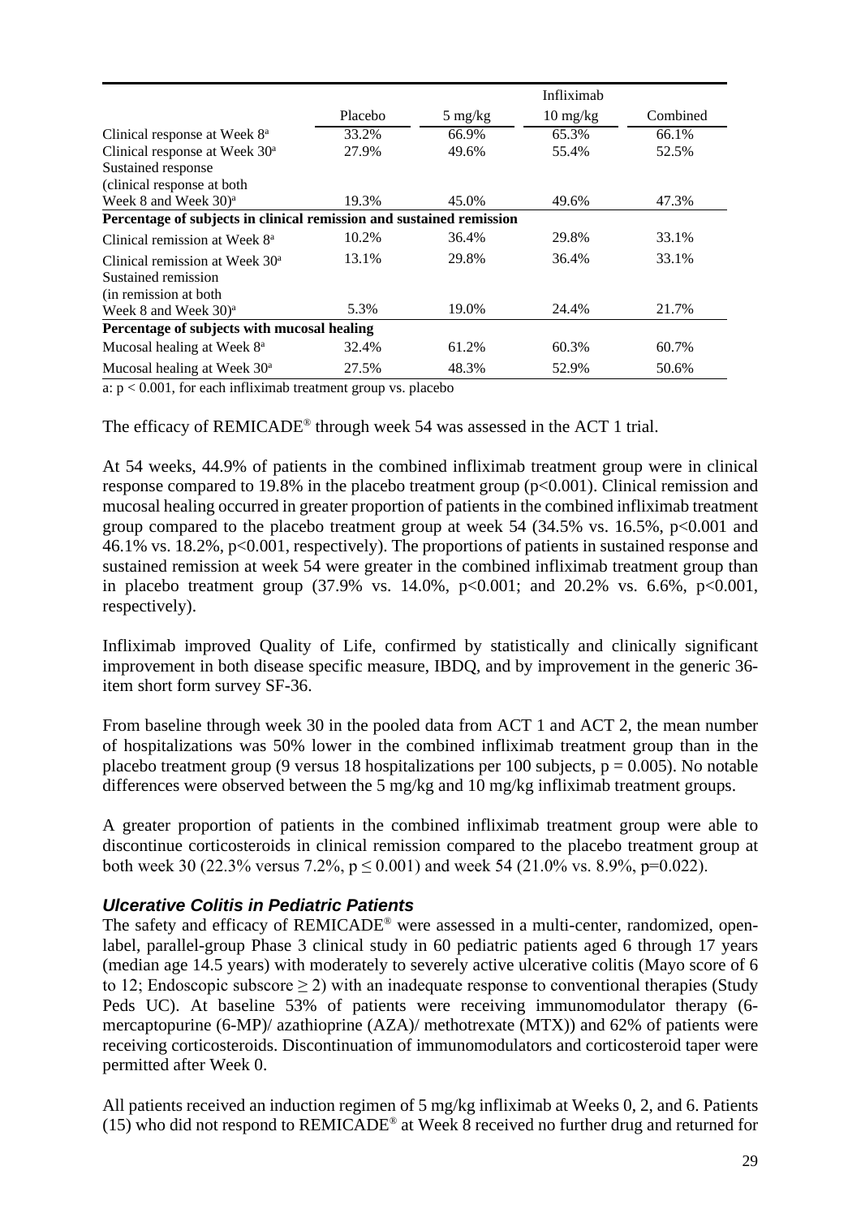| | Placebo | Infliximab 5 mg/kg | Infliximab 10 mg/kg | Infliximab Combined |
|---|---|---|---|---|
| Clinical response at Week 8[a] | 33.2% | 66.9% | 65.3% | 66.1% |
| Clinical response at Week 30[a] | 27.9% | 49.6% | 55.4% | 52.5% |
| Sustained response (clinical response at both Week 8 and Week 30)[a] | 19.3% | 45.0% | 49.6% | 47.3% |
| **Percentage of subjects in clinical remission and sustained remission** | | | | |
| Clinical remission at Week 8[a] | 10.2% | 36.4% | 29.8% | 33.1% |
| Clinical remission at Week 30[a] | 13.1% | 29.8% | 36.4% | 33.1% |
| Sustained remission (in remission at both Week 8 and Week 30)[a] | 5.3% | 19.0% | 24.4% | 21.7% |
| **Percentage of subjects with mucosal healing** | | | | |
| Mucosal healing at Week 8[a] | 32.4% | 61.2% | 60.3% | 60.7% |
| Mucosal healing at Week 30[a] | 27.5% | 48.3% | 52.9% | 50.6% |

a: $p < 0.001$, for each infliximab treatment group vs. placebo

The efficacy of REMICADE® through week 54 was assessed in the ACT 1 trial.

At 54 weeks, 44.9% of patients in the combined infliximab treatment group were in clinical response compared to 19.8% in the placebo treatment group ($p<0.001$). Clinical remission and mucosal healing occurred in greater proportion of patients in the combined infliximab treatment group compared to the placebo treatment group at week 54 (34.5% vs. 16.5%, $p<0.001$ and 46.1% vs. 18.2%, $p<0.001$, respectively). The proportions of patients in sustained response and sustained remission at week 54 were greater in the combined infliximab treatment group than in placebo treatment group (37.9% vs. 14.0%, $p<0.001$; and 20.2% vs. 6.6%, $p<0.001$, respectively).

Infliximab improved Quality of Life, confirmed by statistically and clinically significant improvement in both disease specific measure, IBDQ, and by improvement in the generic 36-item short form survey SF-36.

From baseline through week 30 in the pooled data from ACT 1 and ACT 2, the mean number of hospitalizations was 50% lower in the combined infliximab treatment group than in the placebo treatment group (9 versus 18 hospitalizations per 100 subjects, $p = 0.005$). No notable differences were observed between the 5 mg/kg and 10 mg/kg infliximab treatment groups.

A greater proportion of patients in the combined infliximab treatment group were able to discontinue corticosteroids in clinical remission compared to the placebo treatment group at both week 30 (22.3% versus 7.2%, $p \leq 0.001$) and week 54 (21.0% vs. 8.9%, $p=0.022$).

### *Ulcerative Colitis in Pediatric Patients*

The safety and efficacy of REMICADE® were assessed in a multi-center, randomized, open-label, parallel-group Phase 3 clinical study in 60 pediatric patients aged 6 through 17 years (median age 14.5 years) with moderately to severely active ulcerative colitis (Mayo score of 6 to 12; Endoscopic subscore $\geq 2$) with an inadequate response to conventional therapies (Study Peds UC). At baseline 53% of patients were receiving immunomodulator therapy (6-mercaptopurine (6-MP)/ azathioprine (AZA)/ methotrexate (MTX)) and 62% of patients were receiving corticosteroids. Discontinuation of immunomodulators and corticosteroid taper were permitted after Week 0.

All patients received an induction regimen of 5 mg/kg infliximab at Weeks 0, 2, and 6. Patients (15) who did not respond to REMICADE® at Week 8 received no further drug and returned for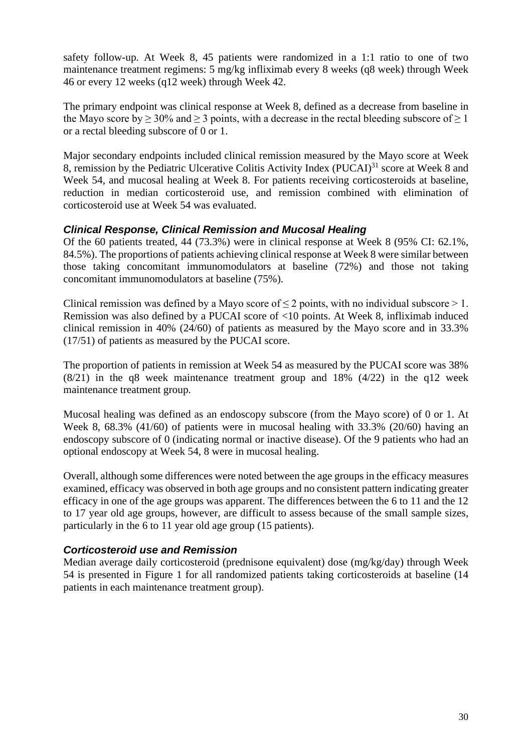safety follow-up. At Week 8, 45 patients were randomized in a 1:1 ratio to one of two maintenance treatment regimens: 5 mg/kg infliximab every 8 weeks (q8 week) through Week 46 or every 12 weeks (q12 week) through Week 42.

The primary endpoint was clinical response at Week 8, defined as a decrease from baseline in the Mayo score by ≥ 30% and ≥ 3 points, with a decrease in the rectal bleeding subscore of ≥ 1 or a rectal bleeding subscore of 0 or 1.

Major secondary endpoints included clinical remission measured by the Mayo score at Week 8, remission by the Pediatric Ulcerative Colitis Activity Index (PUCAI)[31] score at Week 8 and Week 54, and mucosal healing at Week 8. For patients receiving corticosteroids at baseline, reduction in median corticosteroid use, and remission combined with elimination of corticosteroid use at Week 54 was evaluated.

### *Clinical Response, Clinical Remission and Mucosal Healing*

Of the 60 patients treated, 44 (73.3%) were in clinical response at Week 8 (95% CI: 62.1%, 84.5%). The proportions of patients achieving clinical response at Week 8 were similar between those taking concomitant immunomodulators at baseline (72%) and those not taking concomitant immunomodulators at baseline (75%).

Clinical remission was defined by a Mayo score of ≤ 2 points, with no individual subscore > 1. Remission was also defined by a PUCAI score of <10 points. At Week 8, infliximab induced clinical remission in 40% (24/60) of patients as measured by the Mayo score and in 33.3% (17/51) of patients as measured by the PUCAI score.

The proportion of patients in remission at Week 54 as measured by the PUCAI score was 38% (8/21) in the q8 week maintenance treatment group and 18% (4/22) in the q12 week maintenance treatment group.

Mucosal healing was defined as an endoscopy subscore (from the Mayo score) of 0 or 1. At Week 8, 68.3% (41/60) of patients were in mucosal healing with 33.3% (20/60) having an endoscopy subscore of 0 (indicating normal or inactive disease). Of the 9 patients who had an optional endoscopy at Week 54, 8 were in mucosal healing.

Overall, although some differences were noted between the age groups in the efficacy measures examined, efficacy was observed in both age groups and no consistent pattern indicating greater efficacy in one of the age groups was apparent. The differences between the 6 to 11 and the 12 to 17 year old age groups, however, are difficult to assess because of the small sample sizes, particularly in the 6 to 11 year old age group (15 patients).

### *Corticosteroid use and Remission*

Median average daily corticosteroid (prednisone equivalent) dose (mg/kg/day) through Week 54 is presented in Figure 1 for all randomized patients taking corticosteroids at baseline (14 patients in each maintenance treatment group).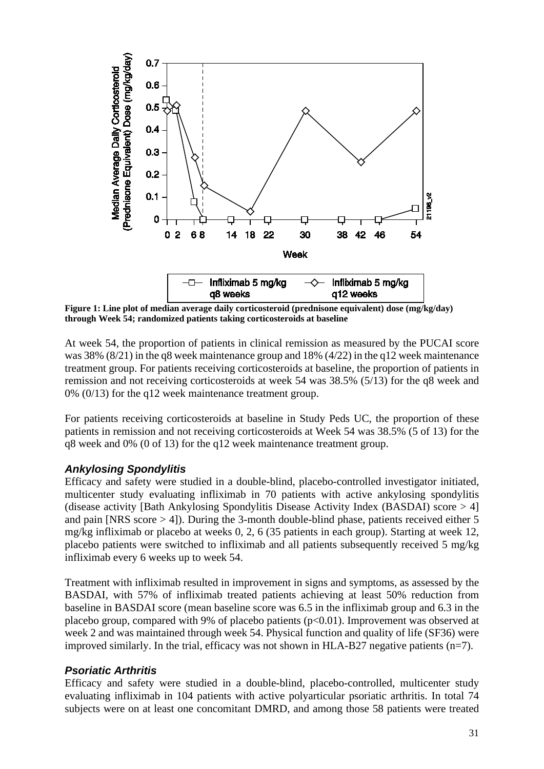**Figure 1: Line plot of median average daily corticosteroid (prednisone equivalent) dose (mg/kg/day) through Week 54; randomized patients taking corticosteroids at baseline**

At week 54, the proportion of patients in clinical remission as measured by the PUCAI score was 38% (8/21) in the q8 week maintenance group and 18% (4/22) in the q12 week maintenance treatment group. For patients receiving corticosteroids at baseline, the proportion of patients in remission and not receiving corticosteroids at week 54 was 38.5% (5/13) for the q8 week and 0% (0/13) for the q12 week maintenance treatment group.

For patients receiving corticosteroids at baseline in Study Peds UC, the proportion of these patients in remission and not receiving corticosteroids at Week 54 was 38.5% (5 of 13) for the q8 week and 0% (0 of 13) for the q12 week maintenance treatment group.

### *Ankylosing Spondylitis*

Efficacy and safety were studied in a double-blind, placebo-controlled investigator initiated, multicenter study evaluating infliximab in 70 patients with active ankylosing spondylitis (disease activity [Bath Ankylosing Spondylitis Disease Activity Index (BASDAI) score > 4] and pain [NRS score > 4]). During the 3-month double-blind phase, patients received either 5 mg/kg infliximab or placebo at weeks 0, 2, 6 (35 patients in each group). Starting at week 12, placebo patients were switched to infliximab and all patients subsequently received 5 mg/kg infliximab every 6 weeks up to week 54.

Treatment with infliximab resulted in improvement in signs and symptoms, as assessed by the BASDAI, with 57% of infliximab treated patients achieving at least 50% reduction from baseline in BASDAI score (mean baseline score was 6.5 in the infliximab group and 6.3 in the placebo group, compared with 9% of placebo patients ($p<0.01$). Improvement was observed at week 2 and was maintained through week 54. Physical function and quality of life (SF36) were improved similarly. In the trial, efficacy was not shown in HLA-B27 negative patients (n=7).

### *Psoriatic Arthritis*

Efficacy and safety were studied in a double-blind, placebo-controlled, multicenter study evaluating infliximab in 104 patients with active polyarticular psoriatic arthritis. In total 74 subjects were on at least one concomitant DMRD, and among those 58 patients were treated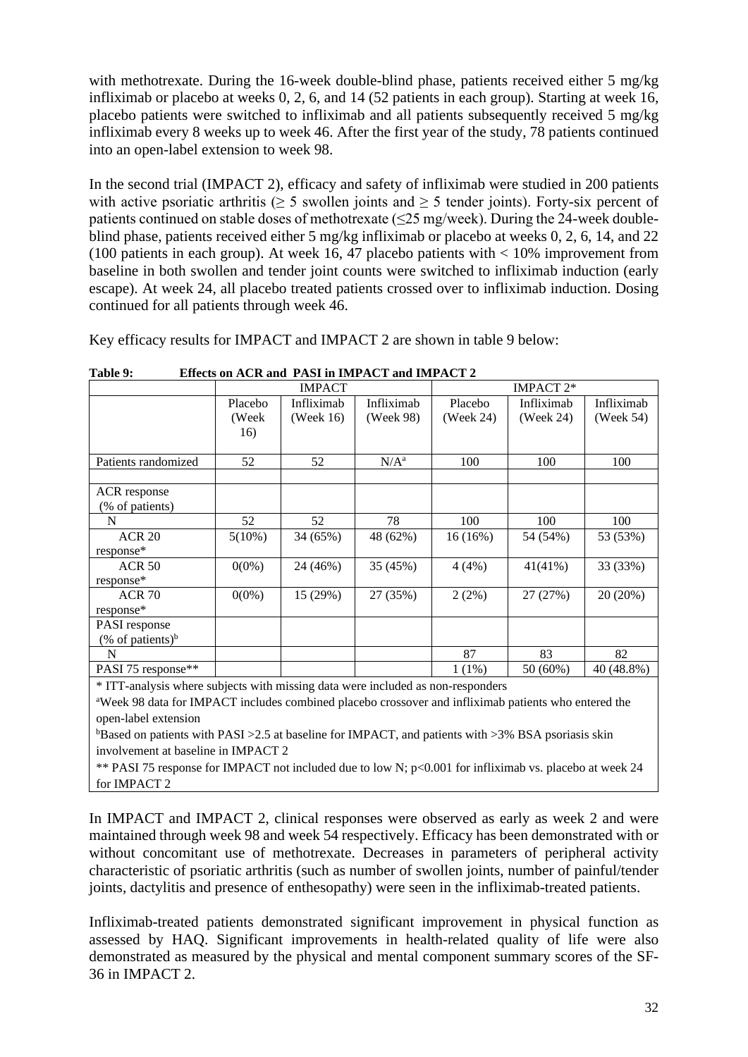with methotrexate. During the 16-week double-blind phase, patients received either 5 mg/kg infliximab or placebo at weeks 0, 2, 6, and 14 (52 patients in each group). Starting at week 16, placebo patients were switched to infliximab and all patients subsequently received 5 mg/kg infliximab every 8 weeks up to week 46. After the first year of the study, 78 patients continued into an open-label extension to week 98.

In the second trial (IMPACT 2), efficacy and safety of infliximab were studied in 200 patients with active psoriatic arthritis (≥ 5 swollen joints and ≥ 5 tender joints). Forty-six percent of patients continued on stable doses of methotrexate (≤25 mg/week). During the 24-week double-blind phase, patients received either 5 mg/kg infliximab or placebo at weeks 0, 2, 6, 14, and 22 (100 patients in each group). At week 16, 47 placebo patients with < 10% improvement from baseline in both swollen and tender joint counts were switched to infliximab induction (early escape). At week 24, all placebo treated patients crossed over to infliximab induction. Dosing continued for all patients through week 46.

Key efficacy results for IMPACT and IMPACT 2 are shown in table 9 below:

**Table 9: Effects on ACR and PASI in IMPACT and IMPACT 2**

| | IMPACT | | | IMPACT 2* | | |
|---|---|---|---|---|---|---|
| | Placebo (Week 16) | Infliximab (Week 16) | Infliximab (Week 98) | Placebo (Week 24) | Infliximab (Week 24) | Infliximab (Week 54) |
| Patients randomized | 52 | 52 | N/A[a] | 100 | 100 | 100 |
| | | | | | | |
| ACR response (% of patients) | | | | | | |
| N | 52 | 52 | 78 | 100 | 100 | 100 |
| ACR 20 response* | 5(10%) | 34 (65%) | 48 (62%) | 16 (16%) | 54 (54%) | 53 (53%) |
| ACR 50 response* | 0(0%) | 24 (46%) | 35 (45%) | 4 (4%) | 41(41%) | 33 (33%) |
| ACR 70 response* | 0(0%) | 15 (29%) | 27 (35%) | 2 (2%) | 27 (27%) | 20 (20%) |
| PASI response (% of patients)[b] | | | | | | |
| N | | | | 87 | 83 | 82 |
| PASI 75 response** | | | | 1 (1%) | 50 (60%) | 40 (48.8%) |

\* ITT-analysis where subjects with missing data were included as non-responders

[a]Week 98 data for IMPACT includes combined placebo crossover and infliximab patients who entered the open-label extension

[b]Based on patients with PASI >2.5 at baseline for IMPACT, and patients with >3% BSA psoriasis skin involvement at baseline in IMPACT 2

** PASI 75 response for IMPACT not included due to low N; p<0.001 for infliximab vs. placebo at week 24 for IMPACT 2

In IMPACT and IMPACT 2, clinical responses were observed as early as week 2 and were maintained through week 98 and week 54 respectively. Efficacy has been demonstrated with or without concomitant use of methotrexate. Decreases in parameters of peripheral activity characteristic of psoriatic arthritis (such as number of swollen joints, number of painful/tender joints, dactylitis and presence of enthesopathy) were seen in the infliximab-treated patients.

Infliximab-treated patients demonstrated significant improvement in physical function as assessed by HAQ. Significant improvements in health-related quality of life were also demonstrated as measured by the physical and mental component summary scores of the SF-36 in IMPACT 2.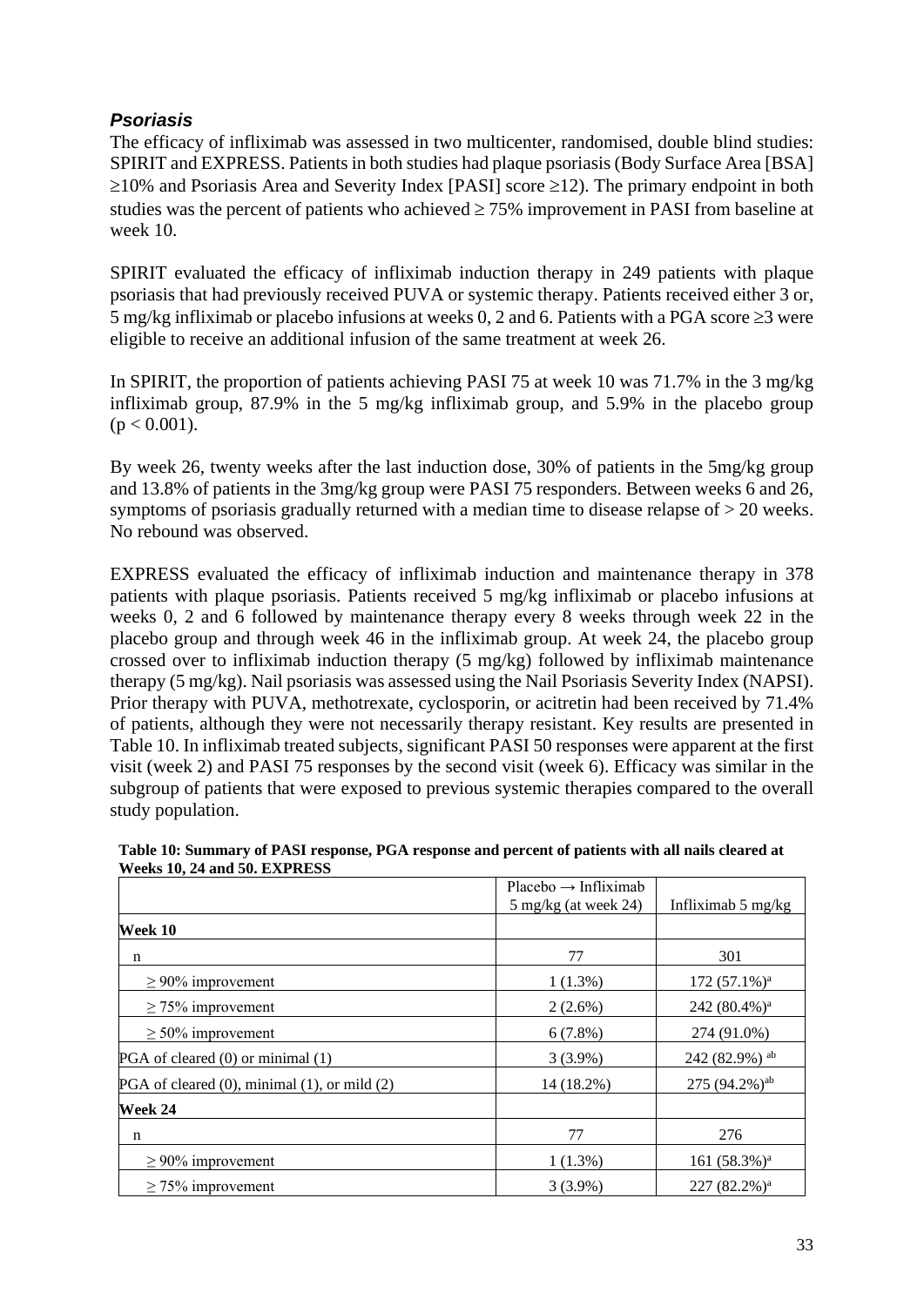### *Psoriasis*

The efficacy of infliximab was assessed in two multicenter, randomised, double blind studies: SPIRIT and EXPRESS. Patients in both studies had plaque psoriasis (Body Surface Area [BSA] ≥10% and Psoriasis Area and Severity Index [PASI] score ≥12). The primary endpoint in both studies was the percent of patients who achieved ≥ 75% improvement in PASI from baseline at week 10.

SPIRIT evaluated the efficacy of infliximab induction therapy in 249 patients with plaque psoriasis that had previously received PUVA or systemic therapy. Patients received either 3 or, 5 mg/kg infliximab or placebo infusions at weeks 0, 2 and 6. Patients with a PGA score ≥3 were eligible to receive an additional infusion of the same treatment at week 26.

In SPIRIT, the proportion of patients achieving PASI 75 at week 10 was 71.7% in the 3 mg/kg infliximab group, 87.9% in the 5 mg/kg infliximab group, and 5.9% in the placebo group ($p < 0.001$).

By week 26, twenty weeks after the last induction dose, 30% of patients in the 5mg/kg group and 13.8% of patients in the 3mg/kg group were PASI 75 responders. Between weeks 6 and 26, symptoms of psoriasis gradually returned with a median time to disease relapse of > 20 weeks. No rebound was observed.

EXPRESS evaluated the efficacy of infliximab induction and maintenance therapy in 378 patients with plaque psoriasis. Patients received 5 mg/kg infliximab or placebo infusions at weeks 0, 2 and 6 followed by maintenance therapy every 8 weeks through week 22 in the placebo group and through week 46 in the infliximab group. At week 24, the placebo group crossed over to infliximab induction therapy (5 mg/kg) followed by infliximab maintenance therapy (5 mg/kg). Nail psoriasis was assessed using the Nail Psoriasis Severity Index (NAPSI). Prior therapy with PUVA, methotrexate, cyclosporin, or acitretin had been received by 71.4% of patients, although they were not necessarily therapy resistant. Key results are presented in Table 10. In infliximab treated subjects, significant PASI 50 responses were apparent at the first visit (week 2) and PASI 75 responses by the second visit (week 6). Efficacy was similar in the subgroup of patients that were exposed to previous systemic therapies compared to the overall study population.

**Table 10: Summary of PASI response, PGA response and percent of patients with all nails cleared at Weeks 10, 24 and 50. EXPRESS**

| | Placebo → Infliximab 5 mg/kg (at week 24) | Infliximab 5 mg/kg |
|---|---|---|
| **Week 10** | | |
| n | 77 | 301 |
| ≥ 90% improvement | 1 (1.3%) | 172 (57.1%)[a] |
| ≥ 75% improvement | 2 (2.6%) | 242 (80.4%)[a] |
| ≥ 50% improvement | 6 (7.8%) | 274 (91.0%) |
| PGA of cleared (0) or minimal (1) | 3 (3.9%) | 242 (82.9%) [ab] |
| PGA of cleared (0), minimal (1), or mild (2) | 14 (18.2%) | 275 (94.2%)[ab] |
| **Week 24** | | |
| n | 77 | 276 |
| ≥ 90% improvement | 1 (1.3%) | 161 (58.3%)[a] |
| ≥ 75% improvement | 3 (3.9%) | 227 (82.2%)[a] |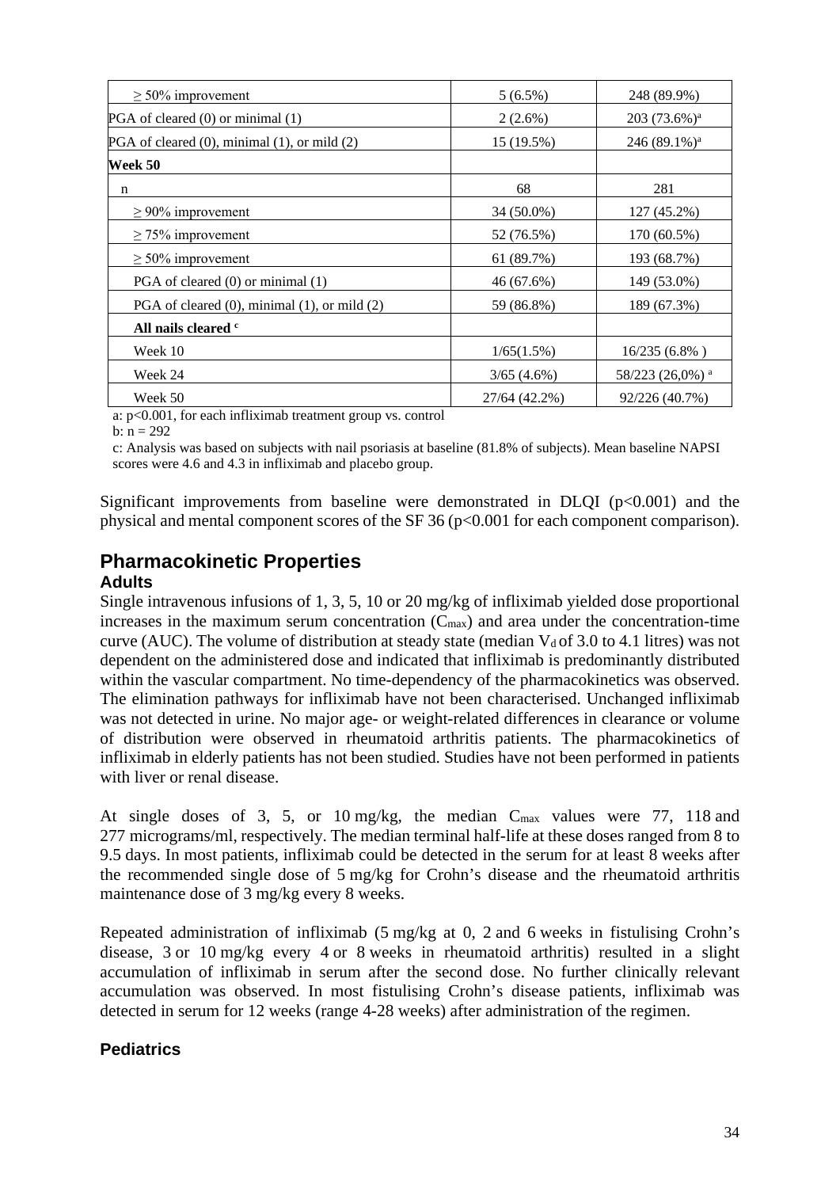| | | |
|---|---|---|
| ≥ 50% improvement | 5 (6.5%) | 248 (89.9%) |
| PGA of cleared (0) or minimal (1) | 2 (2.6%) | 203 (73.6%)[a] |
| PGA of cleared (0), minimal (1), or mild (2) | 15 (19.5%) | 246 (89.1%)[a] |
| **Week 50** | | |
| n | 68 | 281 |
| ≥ 90% improvement | 34 (50.0%) | 127 (45.2%) |
| ≥ 75% improvement | 52 (76.5%) | 170 (60.5%) |
| ≥ 50% improvement | 61 (89.7%) | 193 (68.7%) |
| PGA of cleared (0) or minimal (1) | 46 (67.6%) | 149 (53.0%) |
| PGA of cleared (0), minimal (1), or mild (2) | 59 (86.8%) | 189 (67.3%) |
| **All nails cleared** [c] | | |
| Week 10 | 1/65(1.5%) | 16/235 (6.8% ) |
| Week 24 | 3/65 (4.6%) | 58/223 (26,0%) [a] |
| Week 50 | 27/64 (42.2%) | 92/226 (40.7%) |

a: p<0.001, for each infliximab treatment group vs. control

b: n = 292

c: Analysis was based on subjects with nail psoriasis at baseline (81.8% of subjects). Mean baseline NAPSI scores were 4.6 and 4.3 in infliximab and placebo group.

Significant improvements from baseline were demonstrated in DLQI ($p<0.001$) and the physical and mental component scores of the SF 36 ($p<0.001$ for each component comparison).

## Pharmacokinetic Properties

### Adults

Single intravenous infusions of 1, 3, 5, 10 or 20 mg/kg of infliximab yielded dose proportional increases in the maximum serum concentration ($C_{max}$) and area under the concentration-time curve (AUC). The volume of distribution at steady state (median $V_d$ of 3.0 to 4.1 litres) was not dependent on the administered dose and indicated that infliximab is predominantly distributed within the vascular compartment. No time-dependency of the pharmacokinetics was observed. The elimination pathways for infliximab have not been characterised. Unchanged infliximab was not detected in urine. No major age- or weight-related differences in clearance or volume of distribution were observed in rheumatoid arthritis patients. The pharmacokinetics of infliximab in elderly patients has not been studied. Studies have not been performed in patients with liver or renal disease.

At single doses of 3, 5, or 10 mg/kg, the median $C_{max}$ values were 77, 118 and 277 micrograms/ml, respectively. The median terminal half-life at these doses ranged from 8 to 9.5 days. In most patients, infliximab could be detected in the serum for at least 8 weeks after the recommended single dose of 5 mg/kg for Crohn's disease and the rheumatoid arthritis maintenance dose of 3 mg/kg every 8 weeks.

Repeated administration of infliximab (5 mg/kg at 0, 2 and 6 weeks in fistulising Crohn's disease, 3 or 10 mg/kg every 4 or 8 weeks in rheumatoid arthritis) resulted in a slight accumulation of infliximab in serum after the second dose. No further clinically relevant accumulation was observed. In most fistulising Crohn's disease patients, infliximab was detected in serum for 12 weeks (range 4-28 weeks) after administration of the regimen.

### Pediatrics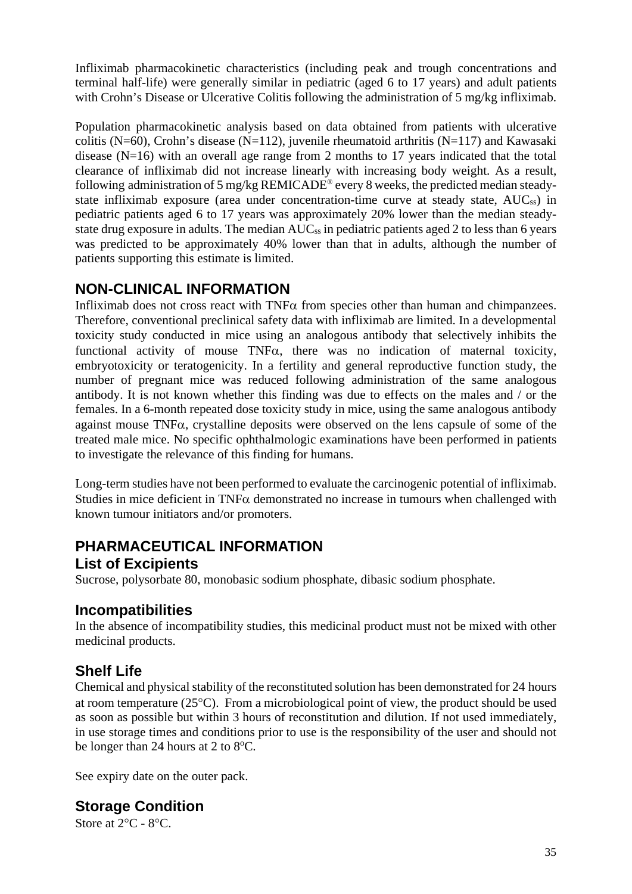Infliximab pharmacokinetic characteristics (including peak and trough concentrations and terminal half-life) were generally similar in pediatric (aged 6 to 17 years) and adult patients with Crohn's Disease or Ulcerative Colitis following the administration of 5 mg/kg infliximab.

Population pharmacokinetic analysis based on data obtained from patients with ulcerative colitis (N=60), Crohn's disease (N=112), juvenile rheumatoid arthritis (N=117) and Kawasaki disease (N=16) with an overall age range from 2 months to 17 years indicated that the total clearance of infliximab did not increase linearly with increasing body weight. As a result, following administration of 5 mg/kg REMICADE® every 8 weeks, the predicted median steady-state infliximab exposure (area under concentration-time curve at steady state, $AUC_{ss}$) in pediatric patients aged 6 to 17 years was approximately 20% lower than the median steady-state drug exposure in adults. The median $AUC_{ss}$ in pediatric patients aged 2 to less than 6 years was predicted to be approximately 40% lower than that in adults, although the number of patients supporting this estimate is limited.

## NON-CLINICAL INFORMATION

Infliximab does not cross react with TNF$\alpha$ from species other than human and chimpanzees. Therefore, conventional preclinical safety data with infliximab are limited. In a developmental toxicity study conducted in mice using an analogous antibody that selectively inhibits the functional activity of mouse TNF$\alpha$, there was no indication of maternal toxicity, embryotoxicity or teratogenicity. In a fertility and general reproductive function study, the number of pregnant mice was reduced following administration of the same analogous antibody. It is not known whether this finding was due to effects on the males and / or the females. In a 6-month repeated dose toxicity study in mice, using the same analogous antibody against mouse TNF$\alpha$, crystalline deposits were observed on the lens capsule of some of the treated male mice. No specific ophthalmologic examinations have been performed in patients to investigate the relevance of this finding for humans.

Long-term studies have not been performed to evaluate the carcinogenic potential of infliximab. Studies in mice deficient in TNF$\alpha$ demonstrated no increase in tumours when challenged with known tumour initiators and/or promoters.

## PHARMACEUTICAL INFORMATION

### List of Excipients

Sucrose, polysorbate 80, monobasic sodium phosphate, dibasic sodium phosphate.

### Incompatibilities

In the absence of incompatibility studies, this medicinal product must not be mixed with other medicinal products.

### Shelf Life

Chemical and physical stability of the reconstituted solution has been demonstrated for 24 hours at room temperature (25°C). From a microbiological point of view, the product should be used as soon as possible but within 3 hours of reconstitution and dilution. If not used immediately, in use storage times and conditions prior to use is the responsibility of the user and should not be longer than 24 hours at 2 to 8°C.

See expiry date on the outer pack.

### Storage Condition

Store at 2°C - 8°C.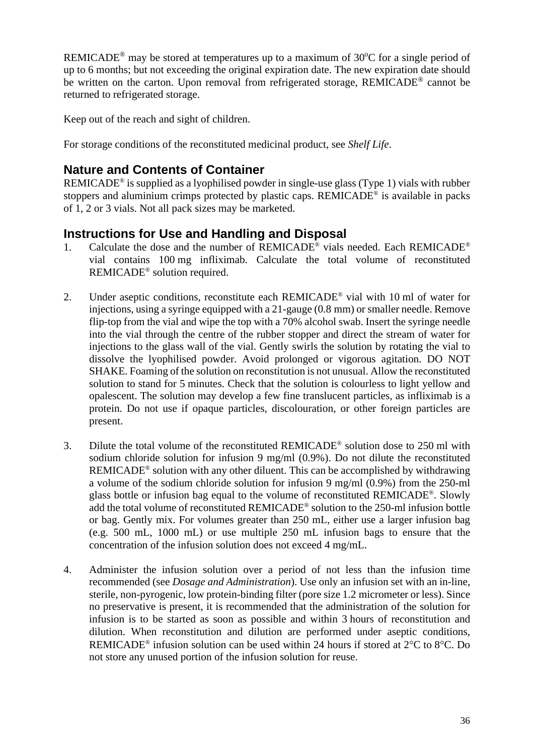REMICADE® may be stored at temperatures up to a maximum of 30°C for a single period of up to 6 months; but not exceeding the original expiration date. The new expiration date should be written on the carton. Upon removal from refrigerated storage, REMICADE® cannot be returned to refrigerated storage.

Keep out of the reach and sight of children.

For storage conditions of the reconstituted medicinal product, see *Shelf Life*.

## Nature and Contents of Container

REMICADE® is supplied as a lyophilised powder in single-use glass (Type 1) vials with rubber stoppers and aluminium crimps protected by plastic caps. REMICADE® is available in packs of 1, 2 or 3 vials. Not all pack sizes may be marketed.

## Instructions for Use and Handling and Disposal

1. Calculate the dose and the number of REMICADE® vials needed. Each REMICADE® vial contains 100 mg infliximab. Calculate the total volume of reconstituted REMICADE® solution required.

2. Under aseptic conditions, reconstitute each REMICADE® vial with 10 ml of water for injections, using a syringe equipped with a 21-gauge (0.8 mm) or smaller needle. Remove flip-top from the vial and wipe the top with a 70% alcohol swab. Insert the syringe needle into the vial through the centre of the rubber stopper and direct the stream of water for injections to the glass wall of the vial. Gently swirls the solution by rotating the vial to dissolve the lyophilised powder. Avoid prolonged or vigorous agitation. DO NOT SHAKE. Foaming of the solution on reconstitution is not unusual. Allow the reconstituted solution to stand for 5 minutes. Check that the solution is colourless to light yellow and opalescent. The solution may develop a few fine translucent particles, as infliximab is a protein. Do not use if opaque particles, discolouration, or other foreign particles are present.

3. Dilute the total volume of the reconstituted REMICADE® solution dose to 250 ml with sodium chloride solution for infusion 9 mg/ml (0.9%). Do not dilute the reconstituted REMICADE® solution with any other diluent. This can be accomplished by withdrawing a volume of the sodium chloride solution for infusion 9 mg/ml (0.9%) from the 250-ml glass bottle or infusion bag equal to the volume of reconstituted REMICADE®. Slowly add the total volume of reconstituted REMICADE® solution to the 250-ml infusion bottle or bag. Gently mix. For volumes greater than 250 mL, either use a larger infusion bag (e.g. 500 mL, 1000 mL) or use multiple 250 mL infusion bags to ensure that the concentration of the infusion solution does not exceed 4 mg/mL.

4. Administer the infusion solution over a period of not less than the infusion time recommended (see *Dosage and Administration*). Use only an infusion set with an in-line, sterile, non-pyrogenic, low protein-binding filter (pore size 1.2 micrometer or less). Since no preservative is present, it is recommended that the administration of the solution for infusion is to be started as soon as possible and within 3 hours of reconstitution and dilution. When reconstitution and dilution are performed under aseptic conditions, REMICADE® infusion solution can be used within 24 hours if stored at 2°C to 8°C. Do not store any unused portion of the infusion solution for reuse.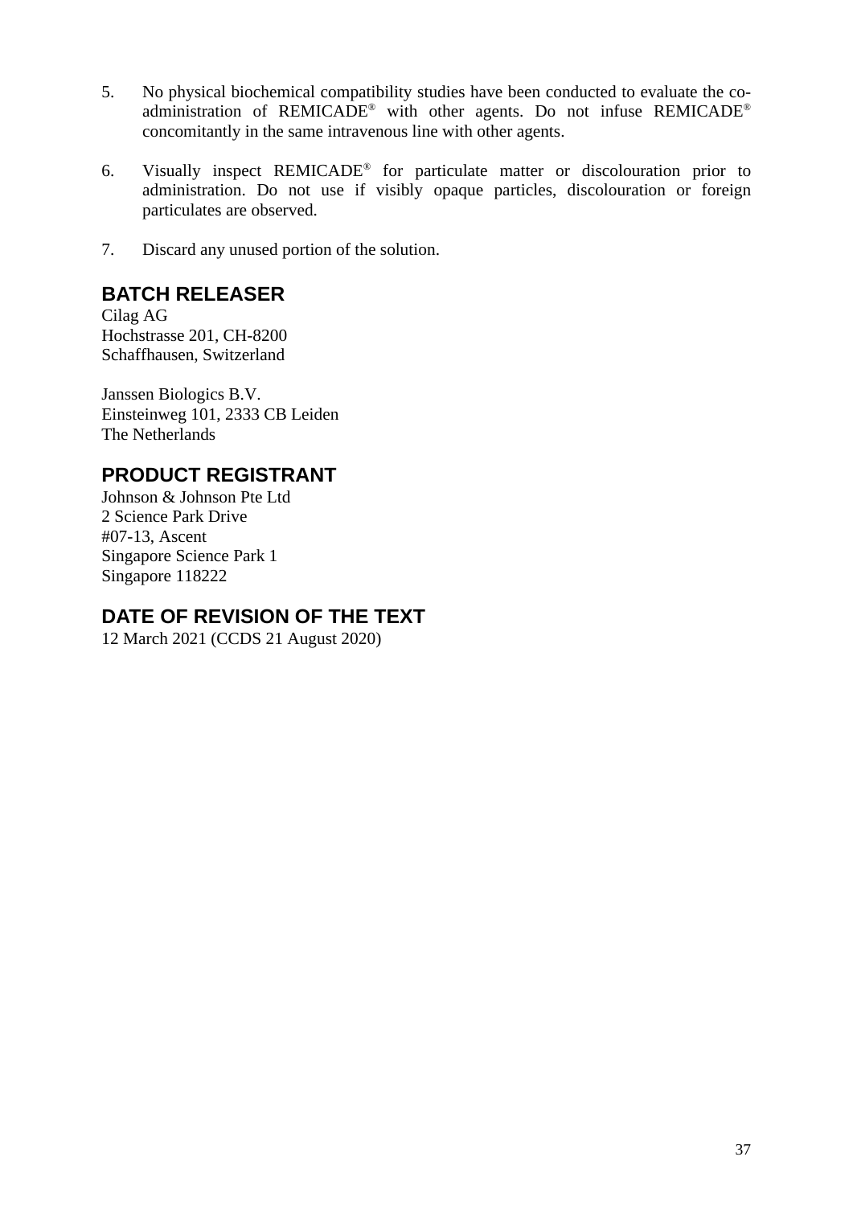5. No physical biochemical compatibility studies have been conducted to evaluate the co-administration of REMICADE® with other agents. Do not infuse REMICADE® concomitantly in the same intravenous line with other agents.

6. Visually inspect REMICADE® for particulate matter or discolouration prior to administration. Do not use if visibly opaque particles, discolouration or foreign particulates are observed.

7. Discard any unused portion of the solution.

## BATCH RELEASER

Cilag AG
Hochstrasse 201, CH-8200
Schaffhausen, Switzerland

Janssen Biologics B.V.
Einsteinweg 101, 2333 CB Leiden
The Netherlands

## PRODUCT REGISTRANT

Johnson & Johnson Pte Ltd
2 Science Park Drive
#07-13, Ascent
Singapore Science Park 1
Singapore 118222

## DATE OF REVISION OF THE TEXT

12 March 2021 (CCDS 21 August 2020)